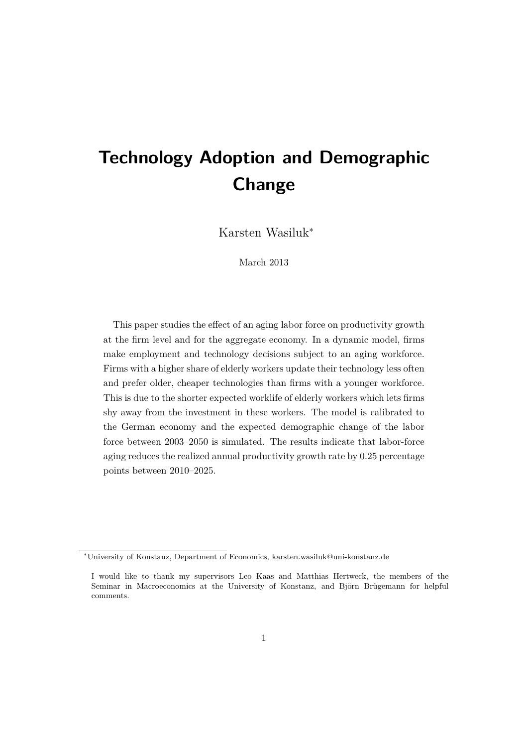# Technology Adoption and Demographic Change

Karsten Wasiluk*

March 2013

This paper studies the effect of an aging labor force on productivity growth at the firm level and for the aggregate economy. In a dynamic model, firms make employment and technology decisions subject to an aging workforce. Firms with a higher share of elderly workers update their technology less often and prefer older, cheaper technologies than firms with a younger workforce. This is due to the shorter expected worklife of elderly workers which lets firms shy away from the investment in these workers. The model is calibrated to the German economy and the expected demographic change of the labor force between 2003–2050 is simulated. The results indicate that labor-force aging reduces the realized annual productivity growth rate by 0.25 percentage points between 2010–2025.

---

*University of Konstanz, Department of Economics, karsten.wasiluk@uni-konstanz.de

I would like to thank my supervisors Leo Kaas and Matthias Hertweck, the members of the Seminar in Macroeconomics at the University of Konstanz, and Björn Brügemann for helpful comments.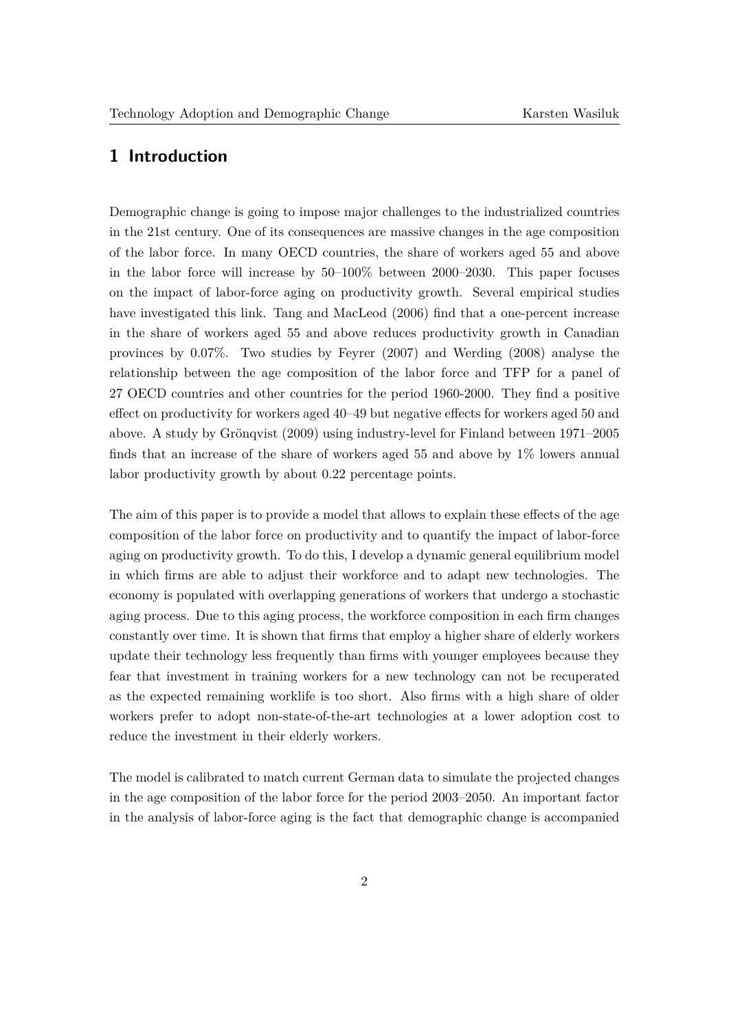# 1 Introduction

Demographic change is going to impose major challenges to the industrialized countries in the 21st century. One of its consequences are massive changes in the age composition of the labor force. In many OECD countries, the share of workers aged 55 and above in the labor force will increase by 50–100% between 2000–2030. This paper focuses on the impact of labor-force aging on productivity growth. Several empirical studies have investigated this link. Tang and MacLeod (2006) find that a one-percent increase in the share of workers aged 55 and above reduces productivity growth in Canadian provinces by 0.07%. Two studies by Feyrer (2007) and Werding (2008) analyse the relationship between the age composition of the labor force and TFP for a panel of 27 OECD countries and other countries for the period 1960-2000. They find a positive effect on productivity for workers aged 40–49 but negative effects for workers aged 50 and above. A study by Grönqvist (2009) using industry-level for Finland between 1971–2005 finds that an increase of the share of workers aged 55 and above by 1% lowers annual labor productivity growth by about 0.22 percentage points.

The aim of this paper is to provide a model that allows to explain these effects of the age composition of the labor force on productivity and to quantify the impact of labor-force aging on productivity growth. To do this, I develop a dynamic general equilibrium model in which firms are able to adjust their workforce and to adapt new technologies. The economy is populated with overlapping generations of workers that undergo a stochastic aging process. Due to this aging process, the workforce composition in each firm changes constantly over time. It is shown that firms that employ a higher share of elderly workers update their technology less frequently than firms with younger employees because they fear that investment in training workers for a new technology can not be recuperated as the expected remaining worklife is too short. Also firms with a high share of older workers prefer to adopt non-state-of-the-art technologies at a lower adoption cost to reduce the investment in their elderly workers.

The model is calibrated to match current German data to simulate the projected changes in the age composition of the labor force for the period 2003–2050. An important factor in the analysis of labor-force aging is the fact that demographic change is accompanied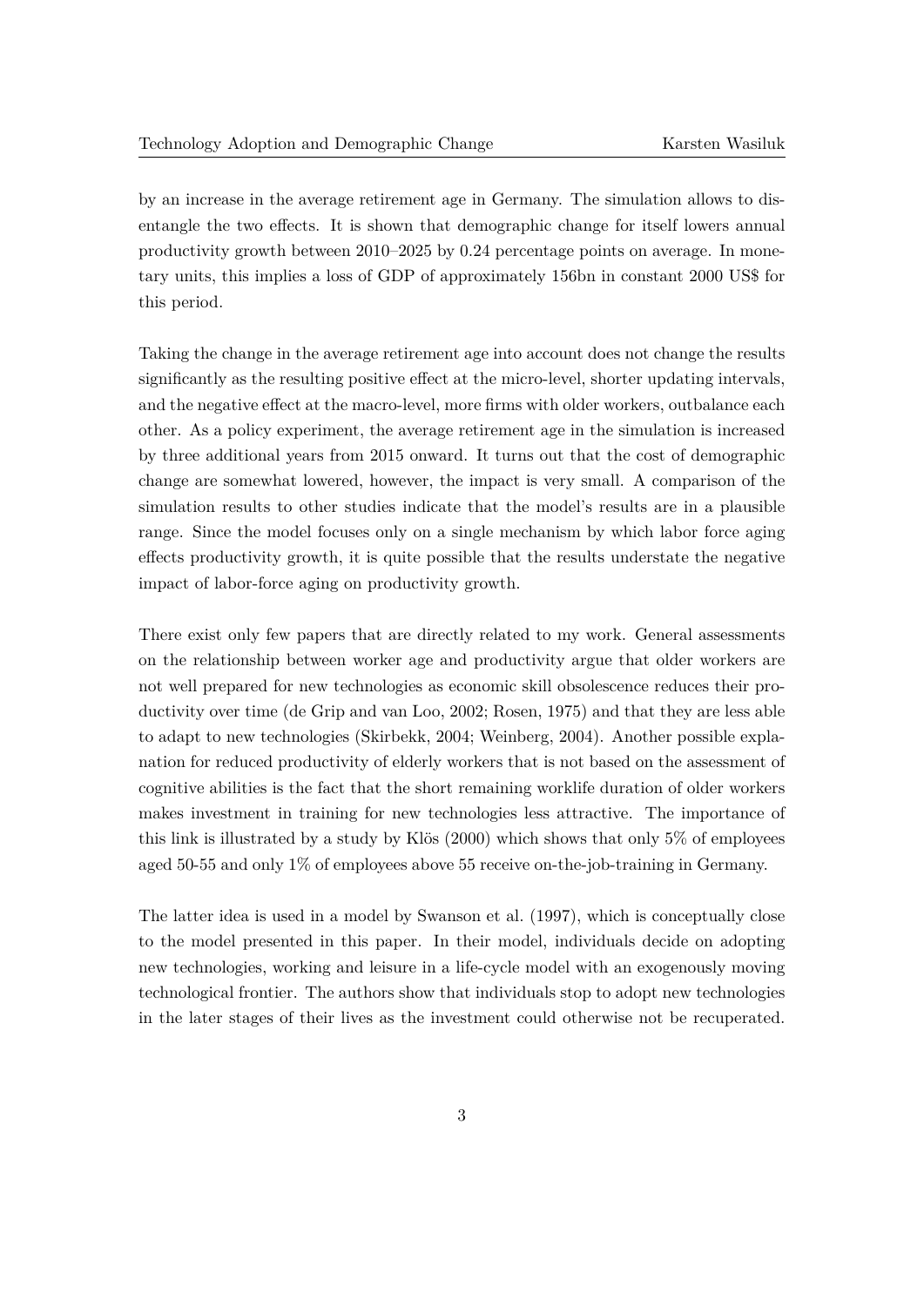by an increase in the average retirement age in Germany. The simulation allows to disentangle the two effects. It is shown that demographic change for itself lowers annual productivity growth between 2010–2025 by 0.24 percentage points on average. In monetary units, this implies a loss of GDP of approximately 156bn in constant 2000 US$ for this period.

Taking the change in the average retirement age into account does not change the results significantly as the resulting positive effect at the micro-level, shorter updating intervals, and the negative effect at the macro-level, more firms with older workers, outbalance each other. As a policy experiment, the average retirement age in the simulation is increased by three additional years from 2015 onward. It turns out that the cost of demographic change are somewhat lowered, however, the impact is very small. A comparison of the simulation results to other studies indicate that the model's results are in a plausible range. Since the model focuses only on a single mechanism by which labor force aging effects productivity growth, it is quite possible that the results understate the negative impact of labor-force aging on productivity growth.

There exist only few papers that are directly related to my work. General assessments on the relationship between worker age and productivity argue that older workers are not well prepared for new technologies as economic skill obsolescence reduces their productivity over time (de Grip and van Loo, 2002; Rosen, 1975) and that they are less able to adapt to new technologies (Skirbekk, 2004; Weinberg, 2004). Another possible explanation for reduced productivity of elderly workers that is not based on the assessment of cognitive abilities is the fact that the short remaining worklife duration of older workers makes investment in training for new technologies less attractive. The importance of this link is illustrated by a study by Klös (2000) which shows that only 5% of employees aged 50-55 and only 1% of employees above 55 receive on-the-job-training in Germany.

The latter idea is used in a model by Swanson et al. (1997), which is conceptually close to the model presented in this paper. In their model, individuals decide on adopting new technologies, working and leisure in a life-cycle model with an exogenously moving technological frontier. The authors show that individuals stop to adopt new technologies in the later stages of their lives as the investment could otherwise not be recuperated.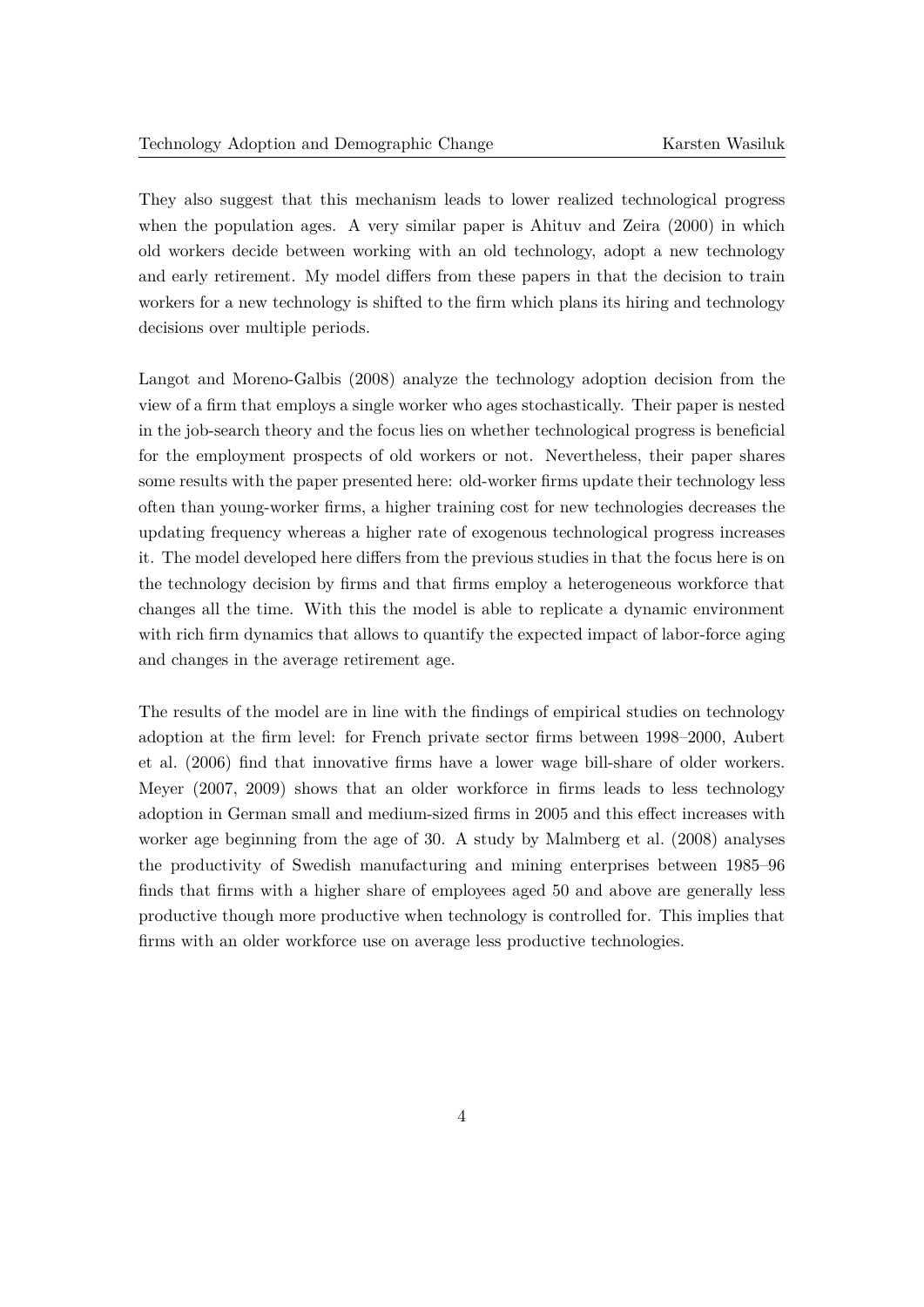They also suggest that this mechanism leads to lower realized technological progress when the population ages. A very similar paper is Ahituv and Zeira (2000) in which old workers decide between working with an old technology, adopt a new technology and early retirement. My model differs from these papers in that the decision to train workers for a new technology is shifted to the firm which plans its hiring and technology decisions over multiple periods.

Langot and Moreno-Galbis (2008) analyze the technology adoption decision from the view of a firm that employs a single worker who ages stochastically. Their paper is nested in the job-search theory and the focus lies on whether technological progress is beneficial for the employment prospects of old workers or not. Nevertheless, their paper shares some results with the paper presented here: old-worker firms update their technology less often than young-worker firms, a higher training cost for new technologies decreases the updating frequency whereas a higher rate of exogenous technological progress increases it. The model developed here differs from the previous studies in that the focus here is on the technology decision by firms and that firms employ a heterogeneous workforce that changes all the time. With this the model is able to replicate a dynamic environment with rich firm dynamics that allows to quantify the expected impact of labor-force aging and changes in the average retirement age.

The results of the model are in line with the findings of empirical studies on technology adoption at the firm level: for French private sector firms between 1998–2000, Aubert et al. (2006) find that innovative firms have a lower wage bill-share of older workers. Meyer (2007, 2009) shows that an older workforce in firms leads to less technology adoption in German small and medium-sized firms in 2005 and this effect increases with worker age beginning from the age of 30. A study by Malmberg et al. (2008) analyses the productivity of Swedish manufacturing and mining enterprises between 1985–96 finds that firms with a higher share of employees aged 50 and above are generally less productive though more productive when technology is controlled for. This implies that firms with an older workforce use on average less productive technologies.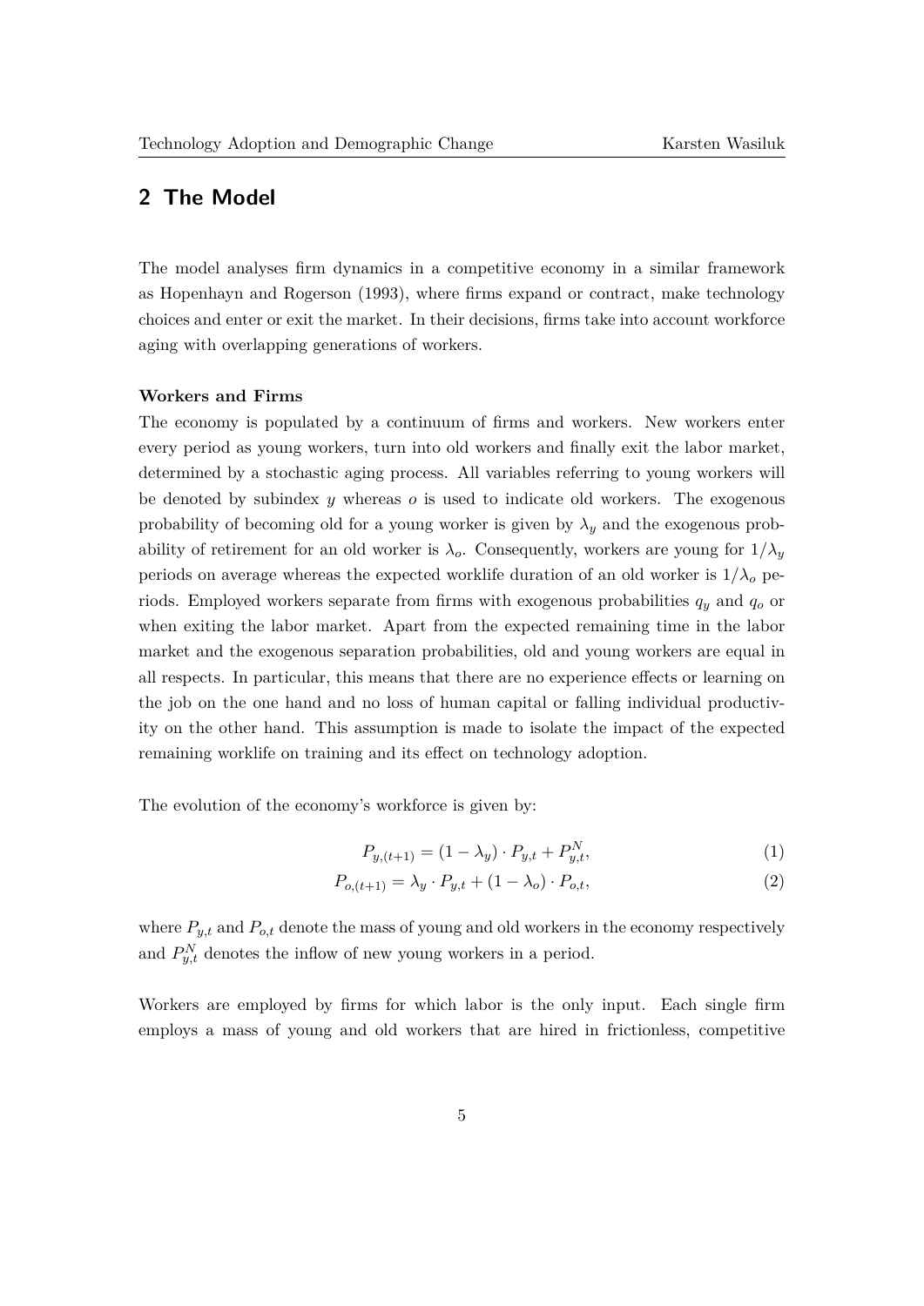## 2 The Model

The model analyses firm dynamics in a competitive economy in a similar framework as Hopenhayn and Rogerson (1993), where firms expand or contract, make technology choices and enter or exit the market. In their decisions, firms take into account workforce aging with overlapping generations of workers.

**Workers and Firms**

The economy is populated by a continuum of firms and workers. New workers enter every period as young workers, turn into old workers and finally exit the labor market, determined by a stochastic aging process. All variables referring to young workers will be denoted by subindex $y$ whereas $o$ is used to indicate old workers. The exogenous probability of becoming old for a young worker is given by $\lambda_y$ and the exogenous probability of retirement for an old worker is $\lambda_o$. Consequently, workers are young for $1/\lambda_y$ periods on average whereas the expected worklife duration of an old worker is $1/\lambda_o$ periods. Employed workers separate from firms with exogenous probabilities $q_y$ and $q_o$ or when exiting the labor market. Apart from the expected remaining time in the labor market and the exogenous separation probabilities, old and young workers are equal in all respects. In particular, this means that there are no experience effects or learning on the job on the one hand and no loss of human capital or falling individual productivity on the other hand. This assumption is made to isolate the impact of the expected remaining worklife on training and its effect on technology adoption.

The evolution of the economy's workforce is given by:

$$P_{y,(t+1)} = (1 - \lambda_y) \cdot P_{y,t} + P_{y,t}^N, \tag{1}$$

$$P_{o,(t+1)} = \lambda_y \cdot P_{y,t} + (1 - \lambda_o) \cdot P_{o,t}, \tag{2}$$

where $P_{y,t}$ and $P_{o,t}$ denote the mass of young and old workers in the economy respectively and $P_{y,t}^N$ denotes the inflow of new young workers in a period.

Workers are employed by firms for which labor is the only input. Each single firm employs a mass of young and old workers that are hired in frictionless, competitive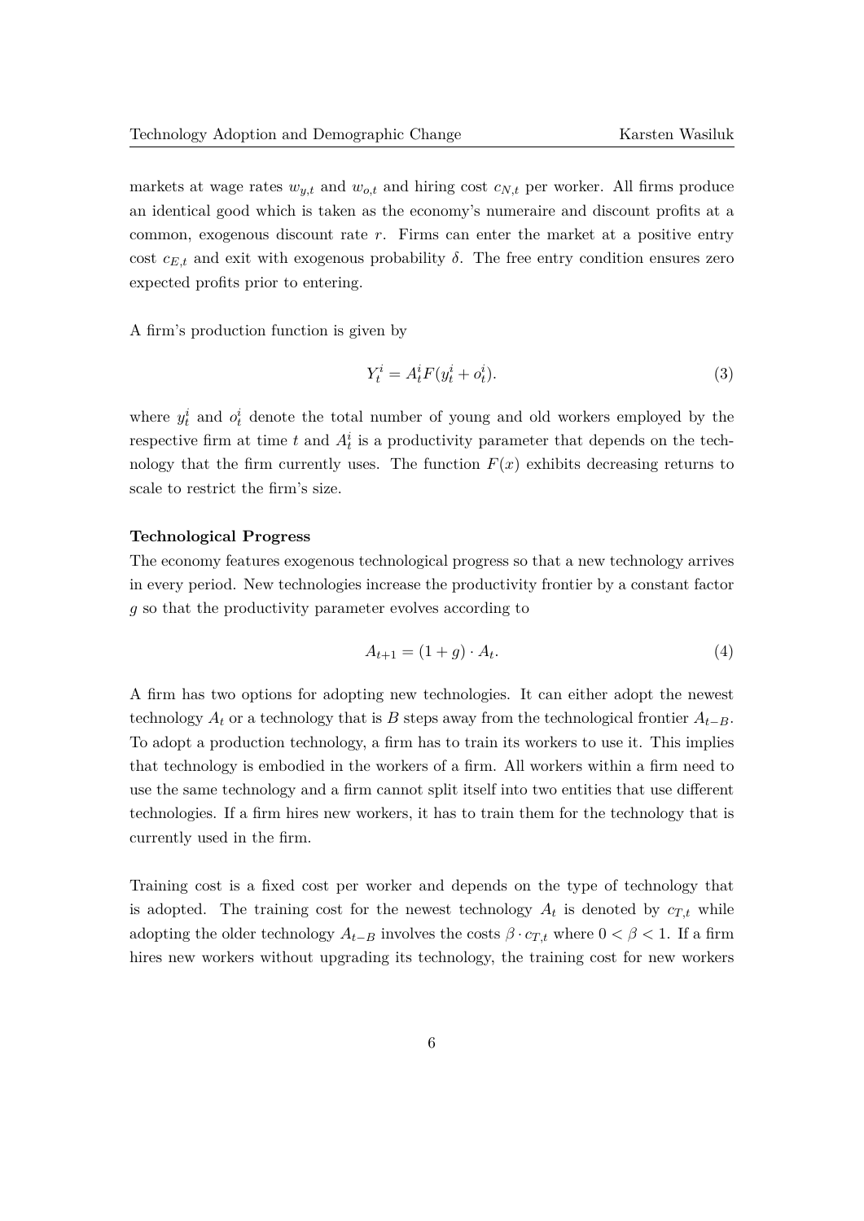markets at wage rates $w_{y,t}$ and $w_{o,t}$ and hiring cost $c_{N,t}$ per worker. All firms produce an identical good which is taken as the economy's numeraire and discount profits at a common, exogenous discount rate $r$. Firms can enter the market at a positive entry cost $c_{E,t}$ and exit with exogenous probability $\delta$. The free entry condition ensures zero expected profits prior to entering.

A firm's production function is given by

$$Y_t^i = A_t^i F(y_t^i + o_t^i). \tag{3}$$

where $y_t^i$ and $o_t^i$ denote the total number of young and old workers employed by the respective firm at time $t$ and $A_t^i$ is a productivity parameter that depends on the technology that the firm currently uses. The function $F(x)$ exhibits decreasing returns to scale to restrict the firm's size.

**Technological Progress**

The economy features exogenous technological progress so that a new technology arrives in every period. New technologies increase the productivity frontier by a constant factor $g$ so that the productivity parameter evolves according to

$$A_{t+1} = (1+g) \cdot A_t. \tag{4}$$

A firm has two options for adopting new technologies. It can either adopt the newest technology $A_t$ or a technology that is $B$ steps away from the technological frontier $A_{t-B}$. To adopt a production technology, a firm has to train its workers to use it. This implies that technology is embodied in the workers of a firm. All workers within a firm need to use the same technology and a firm cannot split itself into two entities that use different technologies. If a firm hires new workers, it has to train them for the technology that is currently used in the firm.

Training cost is a fixed cost per worker and depends on the type of technology that is adopted. The training cost for the newest technology $A_t$ is denoted by $c_{T,t}$ while adopting the older technology $A_{t-B}$ involves the costs $\beta \cdot c_{T,t}$ where $0 < \beta < 1$. If a firm hires new workers without upgrading its technology, the training cost for new workers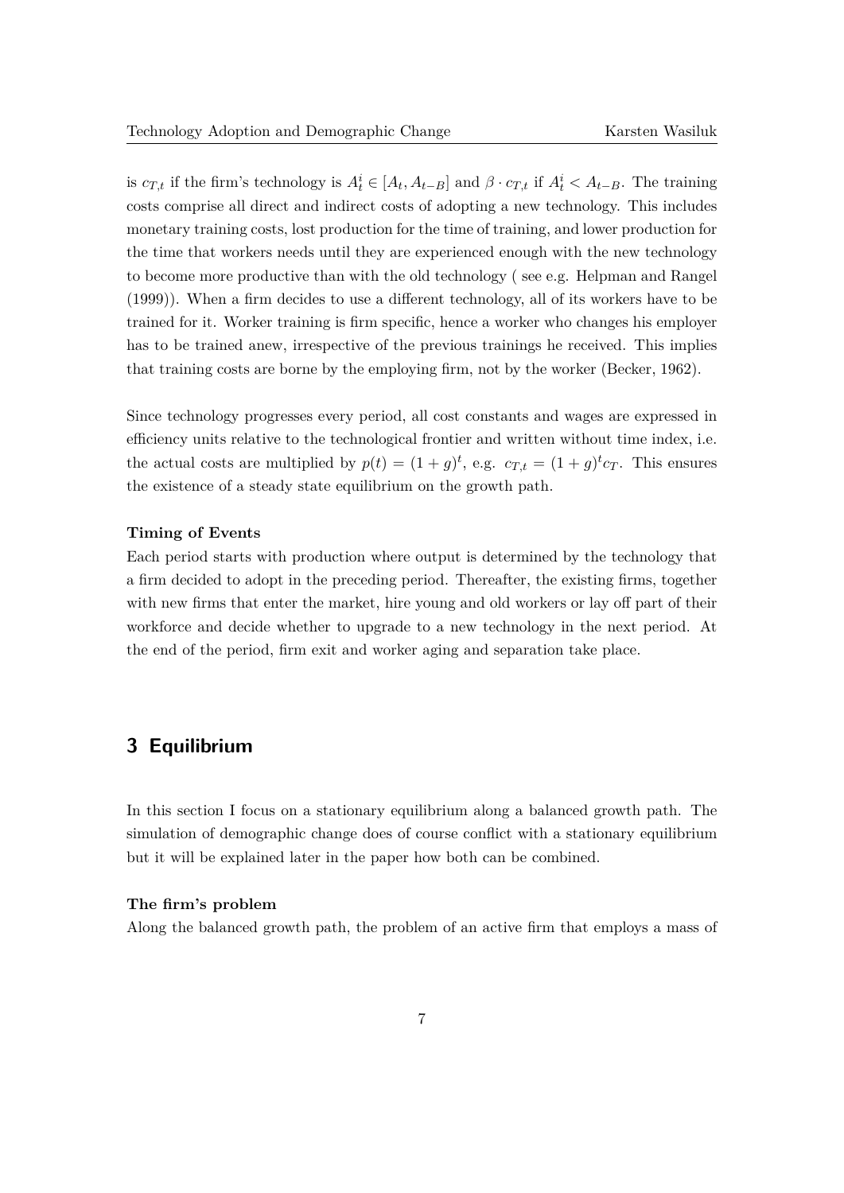is $c_{T,t}$ if the firm's technology is $A_t^i \in [A_t, A_{t-B}]$ and $\beta \cdot c_{T,t}$ if $A_t^i < A_{t-B}$. The training costs comprise all direct and indirect costs of adopting a new technology. This includes monetary training costs, lost production for the time of training, and lower production for the time that workers needs until they are experienced enough with the new technology to become more productive than with the old technology ( see e.g. Helpman and Rangel (1999)). When a firm decides to use a different technology, all of its workers have to be trained for it. Worker training is firm specific, hence a worker who changes his employer has to be trained anew, irrespective of the previous trainings he received. This implies that training costs are borne by the employing firm, not by the worker (Becker, 1962).

Since technology progresses every period, all cost constants and wages are expressed in efficiency units relative to the technological frontier and written without time index, i.e. the actual costs are multiplied by $p(t) = (1+g)^t$, e.g. $c_{T,t} = (1+g)^t c_T$. This ensures the existence of a steady state equilibrium on the growth path.

**Timing of Events**

Each period starts with production where output is determined by the technology that a firm decided to adopt in the preceding period. Thereafter, the existing firms, together with new firms that enter the market, hire young and old workers or lay off part of their workforce and decide whether to upgrade to a new technology in the next period. At the end of the period, firm exit and worker aging and separation take place.

## 3 Equilibrium

In this section I focus on a stationary equilibrium along a balanced growth path. The simulation of demographic change does of course conflict with a stationary equilibrium but it will be explained later in the paper how both can be combined.

**The firm's problem**

Along the balanced growth path, the problem of an active firm that employs a mass of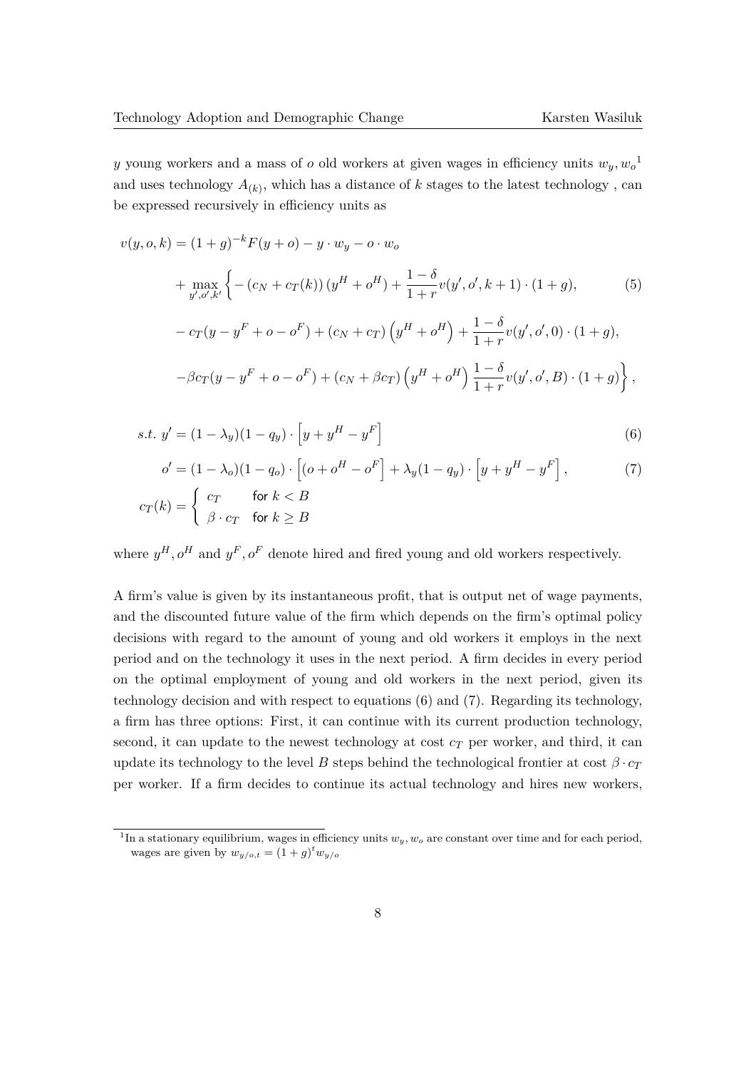$y$ young workers and a mass of $o$ old workers at given wages in efficiency units $w_y, w_o$[1] and uses technology $A_{(k)}$, which has a distance of $k$ stages to the latest technology , can be expressed recursively in efficiency units as

$$
\begin{aligned}
v(y, o, k) = {} & (1+g)^{-k} F(y+o) - y \cdot w_y - o \cdot w_o \\
& + \max_{y', o', k'} \Big\{ - \left(c_N + c_T(k)\right) \left(y^H + o^H\right) + \frac{1-\delta}{1+r} v(y', o', k+1) \cdot (1+g), \\
& - c_T(y - y^F + o - o^F) + (c_N + c_T) \left(y^H + o^H\right) + \frac{1-\delta}{1+r} v(y', o', 0) \cdot (1+g), \\
& - \beta c_T(y - y^F + o - o^F) + (c_N + \beta c_T) \left(y^H + o^H\right) \frac{1-\delta}{1+r} v(y', o', B) \cdot (1+g) \Big\},
\end{aligned}
\tag{5}
$$

$$
s.t.\ y' = (1-\lambda_y)(1-q_y) \cdot \left[y + y^H - y^F\right] \tag{6}
$$

$$
o' = (1-\lambda_o)(1-q_o) \cdot \left[(o + o^H - o^F\right] + \lambda_y(1-q_y) \cdot \left[y + y^H - y^F\right], \tag{7}
$$

$$
c_T(k) = \begin{cases} c_T & \text{for } k < B \\ \beta \cdot c_T & \text{for } k \geq B \end{cases}
$$

where $y^H, o^H$ and $y^F, o^F$ denote hired and fired young and old workers respectively.

A firm's value is given by its instantaneous profit, that is output net of wage payments, and the discounted future value of the firm which depends on the firm's optimal policy decisions with regard to the amount of young and old workers it employs in the next period and on the technology it uses in the next period. A firm decides in every period on the optimal employment of young and old workers in the next period, given its technology decision and with respect to equations (6) and (7). Regarding its technology, a firm has three options: First, it can continue with its current production technology, second, it can update to the newest technology at cost $c_T$ per worker, and third, it can update its technology to the level $B$ steps behind the technological frontier at cost $\beta \cdot c_T$ per worker. If a firm decides to continue its actual technology and hires new workers,

[1] In a stationary equilibrium, wages in efficiency units $w_y, w_o$ are constant over time and for each period, wages are given by $w_{y/o,t} = (1+g)^t w_{y/o}$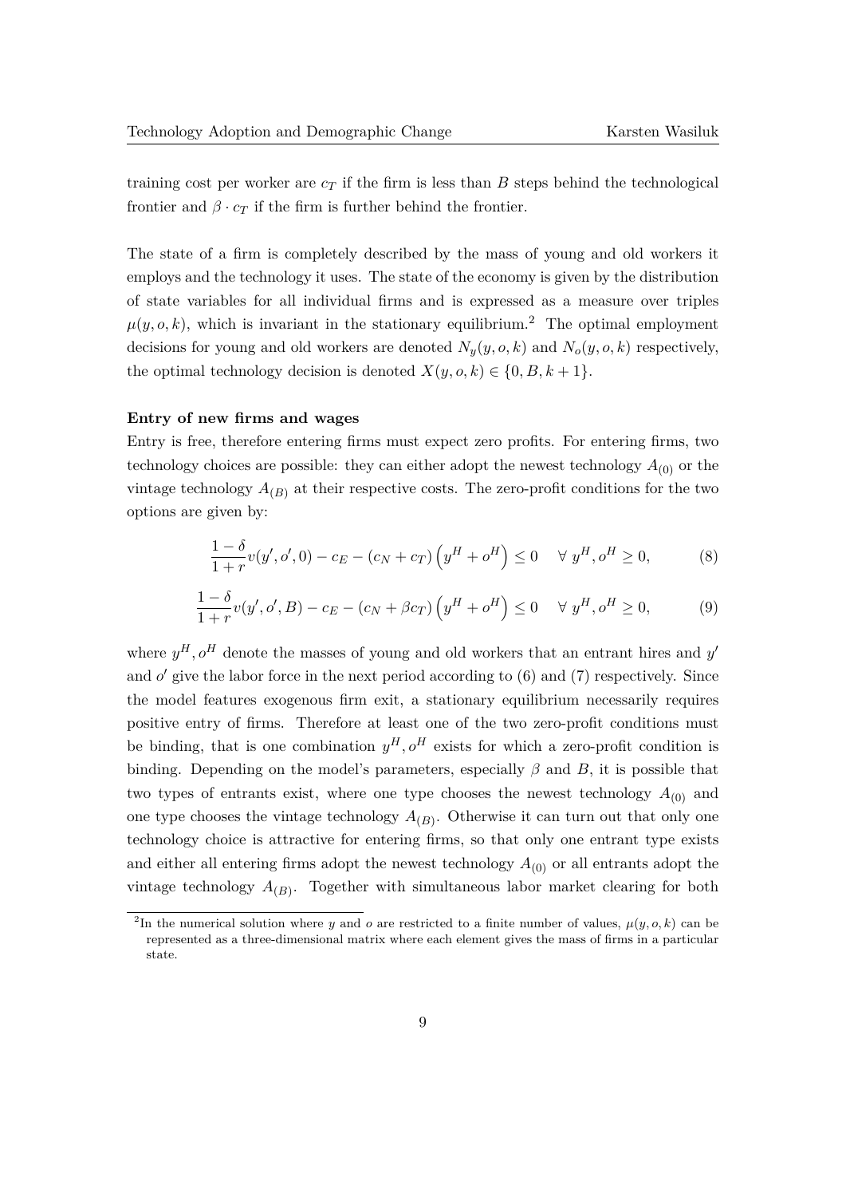training cost per worker are $c_T$ if the firm is less than $B$ steps behind the technological frontier and $\beta \cdot c_T$ if the firm is further behind the frontier.

The state of a firm is completely described by the mass of young and old workers it employs and the technology it uses. The state of the economy is given by the distribution of state variables for all individual firms and is expressed as a measure over triples $\mu(y, o, k)$, which is invariant in the stationary equilibrium.[2] The optimal employment decisions for young and old workers are denoted $N_y(y, o, k)$ and $N_o(y, o, k)$ respectively, the optimal technology decision is denoted $X(y, o, k) \in \{0, B, k+1\}$.

**Entry of new firms and wages**

Entry is free, therefore entering firms must expect zero profits. For entering firms, two technology choices are possible: they can either adopt the newest technology $A_{(0)}$ or the vintage technology $A_{(B)}$ at their respective costs. The zero-profit conditions for the two options are given by:

$$\frac{1-\delta}{1+r} v(y', o', 0) - c_E - (c_N + c_T)\left(y^H + o^H\right) \leq 0 \quad \forall \ y^H, o^H \geq 0, \tag{8}$$

$$\frac{1-\delta}{1+r} v(y', o', B) - c_E - (c_N + \beta c_T)\left(y^H + o^H\right) \leq 0 \quad \forall \ y^H, o^H \geq 0, \tag{9}$$

where $y^H, o^H$ denote the masses of young and old workers that an entrant hires and $y'$ and $o'$ give the labor force in the next period according to (6) and (7) respectively. Since the model features exogenous firm exit, a stationary equilibrium necessarily requires positive entry of firms. Therefore at least one of the two zero-profit conditions must be binding, that is one combination $y^H, o^H$ exists for which a zero-profit condition is binding. Depending on the model's parameters, especially $\beta$ and $B$, it is possible that two types of entrants exist, where one type chooses the newest technology $A_{(0)}$ and one type chooses the vintage technology $A_{(B)}$. Otherwise it can turn out that only one technology choice is attractive for entering firms, so that only one entrant type exists and either all entering firms adopt the newest technology $A_{(0)}$ or all entrants adopt the vintage technology $A_{(B)}$. Together with simultaneous labor market clearing for both

[2] In the numerical solution where $y$ and $o$ are restricted to a finite number of values, $\mu(y, o, k)$ can be represented as a three-dimensional matrix where each element gives the mass of firms in a particular state.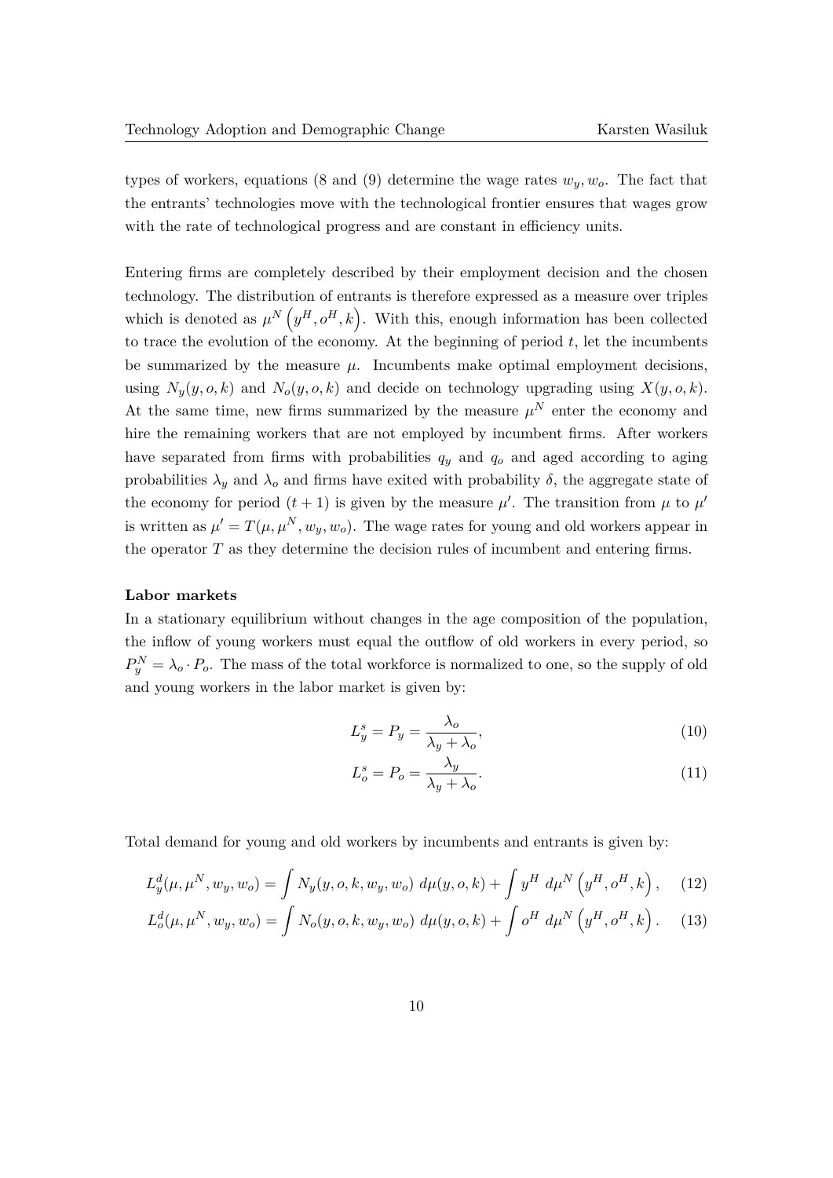types of workers, equations (8 and (9) determine the wage rates $w_y, w_o$. The fact that the entrants' technologies move with the technological frontier ensures that wages grow with the rate of technological progress and are constant in efficiency units.

Entering firms are completely described by their employment decision and the chosen technology. The distribution of entrants is therefore expressed as a measure over triples which is denoted as $\mu^N\left(y^H, o^H, k\right)$. With this, enough information has been collected to trace the evolution of the economy. At the beginning of period $t$, let the incumbents be summarized by the measure $\mu$. Incumbents make optimal employment decisions, using $N_y(y, o, k)$ and $N_o(y, o, k)$ and decide on technology upgrading using $X(y, o, k)$. At the same time, new firms summarized by the measure $\mu^N$ enter the economy and hire the remaining workers that are not employed by incumbent firms. After workers have separated from firms with probabilities $q_y$ and $q_o$ and aged according to aging probabilities $\lambda_y$ and $\lambda_o$ and firms have exited with probability $\delta$, the aggregate state of the economy for period $(t+1)$ is given by the measure $\mu'$. The transition from $\mu$ to $\mu'$ is written as $\mu' = T(\mu, \mu^N, w_y, w_o)$. The wage rates for young and old workers appear in the operator $T$ as they determine the decision rules of incumbent and entering firms.

**Labor markets**

In a stationary equilibrium without changes in the age composition of the population, the inflow of young workers must equal the outflow of old workers in every period, so $P_y^N = \lambda_o \cdot P_o$. The mass of the total workforce is normalized to one, so the supply of old and young workers in the labor market is given by:

$$L_y^s = P_y = \frac{\lambda_o}{\lambda_y + \lambda_o}, \tag{10}$$

$$L_o^s = P_o = \frac{\lambda_y}{\lambda_y + \lambda_o}. \tag{11}$$

Total demand for young and old workers by incumbents and entrants is given by:

$$L_y^d(\mu, \mu^N, w_y, w_o) = \int N_y(y, o, k, w_y, w_o)\ d\mu(y, o, k) + \int y^H\ d\mu^N\left(y^H, o^H, k\right), \tag{12}$$

$$L_o^d(\mu, \mu^N, w_y, w_o) = \int N_o(y, o, k, w_y, w_o)\ d\mu(y, o, k) + \int o^H\ d\mu^N\left(y^H, o^H, k\right). \tag{13}$$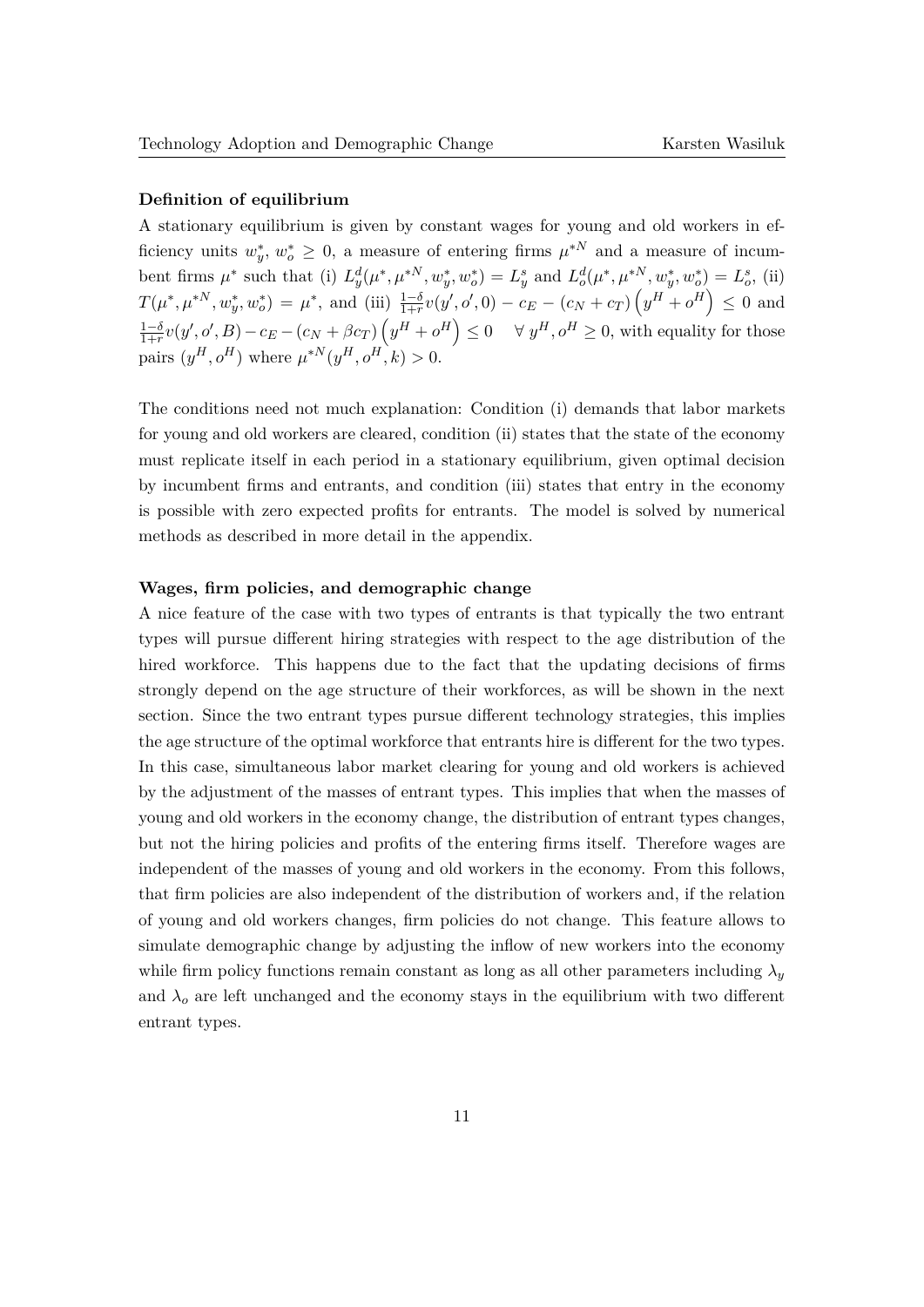**Definition of equilibrium**

A stationary equilibrium is given by constant wages for young and old workers in efficiency units $w_y^*$, $w_o^* \geq 0$, a measure of entering firms $\mu^{*N}$ and a measure of incumbent firms $\mu^*$ such that (i) $L_y^d(\mu^*, \mu^{*N}, w_y^*, w_o^*) = L_y^s$ and $L_o^d(\mu^*, \mu^{*N}, w_y^*, w_o^*) = L_o^s$, (ii) $T(\mu^*, \mu^{*N}, w_y^*, w_o^*) = \mu^*$, and (iii) $\frac{1-\delta}{1+r}v(y', o', 0) - c_E - (c_N + c_T)\left(y^H + o^H\right) \leq 0$ and $\frac{1-\delta}{1+r}v(y', o', B) - c_E - (c_N + \beta c_T)\left(y^H + o^H\right) \leq 0 \quad \forall\, y^H, o^H \geq 0$, with equality for those pairs $(y^H, o^H)$ where $\mu^{*N}(y^H, o^H, k) > 0$.

The conditions need not much explanation: Condition (i) demands that labor markets for young and old workers are cleared, condition (ii) states that the state of the economy must replicate itself in each period in a stationary equilibrium, given optimal decision by incumbent firms and entrants, and condition (iii) states that entry in the economy is possible with zero expected profits for entrants. The model is solved by numerical methods as described in more detail in the appendix.

**Wages, firm policies, and demographic change**

A nice feature of the case with two types of entrants is that typically the two entrant types will pursue different hiring strategies with respect to the age distribution of the hired workforce. This happens due to the fact that the updating decisions of firms strongly depend on the age structure of their workforces, as will be shown in the next section. Since the two entrant types pursue different technology strategies, this implies the age structure of the optimal workforce that entrants hire is different for the two types. In this case, simultaneous labor market clearing for young and old workers is achieved by the adjustment of the masses of entrant types. This implies that when the masses of young and old workers in the economy change, the distribution of entrant types changes, but not the hiring policies and profits of the entering firms itself. Therefore wages are independent of the masses of young and old workers in the economy. From this follows, that firm policies are also independent of the distribution of workers and, if the relation of young and old workers changes, firm policies do not change. This feature allows to simulate demographic change by adjusting the inflow of new workers into the economy while firm policy functions remain constant as long as all other parameters including $\lambda_y$ and $\lambda_o$ are left unchanged and the economy stays in the equilibrium with two different entrant types.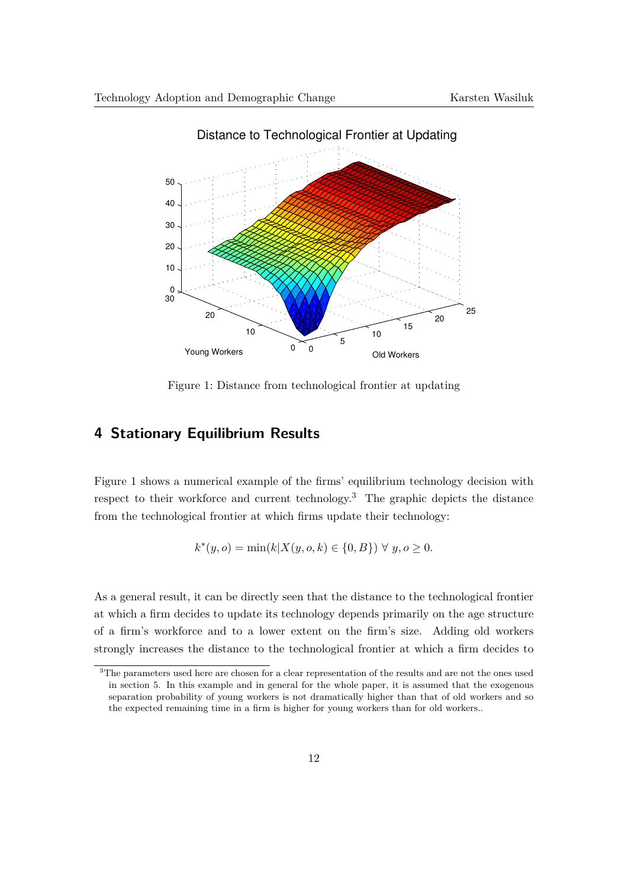Figure 1: Distance from technological frontier at updating

## 4 Stationary Equilibrium Results

Figure 1 shows a numerical example of the firms' equilibrium technology decision with respect to their workforce and current technology.[3] The graphic depicts the distance from the technological frontier at which firms update their technology:

$$k^*(y, o) = \min(k|X(y, o, k) \in \{0, B\}) \;\forall\; y, o \geq 0.$$

As a general result, it can be directly seen that the distance to the technological frontier at which a firm decides to update its technology depends primarily on the age structure of a firm's workforce and to a lower extent on the firm's size. Adding old workers strongly increases the distance to the technological frontier at which a firm decides to

[3]The parameters used here are chosen for a clear representation of the results and are not the ones used in section 5. In this example and in general for the whole paper, it is assumed that the exogenous separation probability of young workers is not dramatically higher than that of old workers and so the expected remaining time in a firm is higher for young workers than for old workers..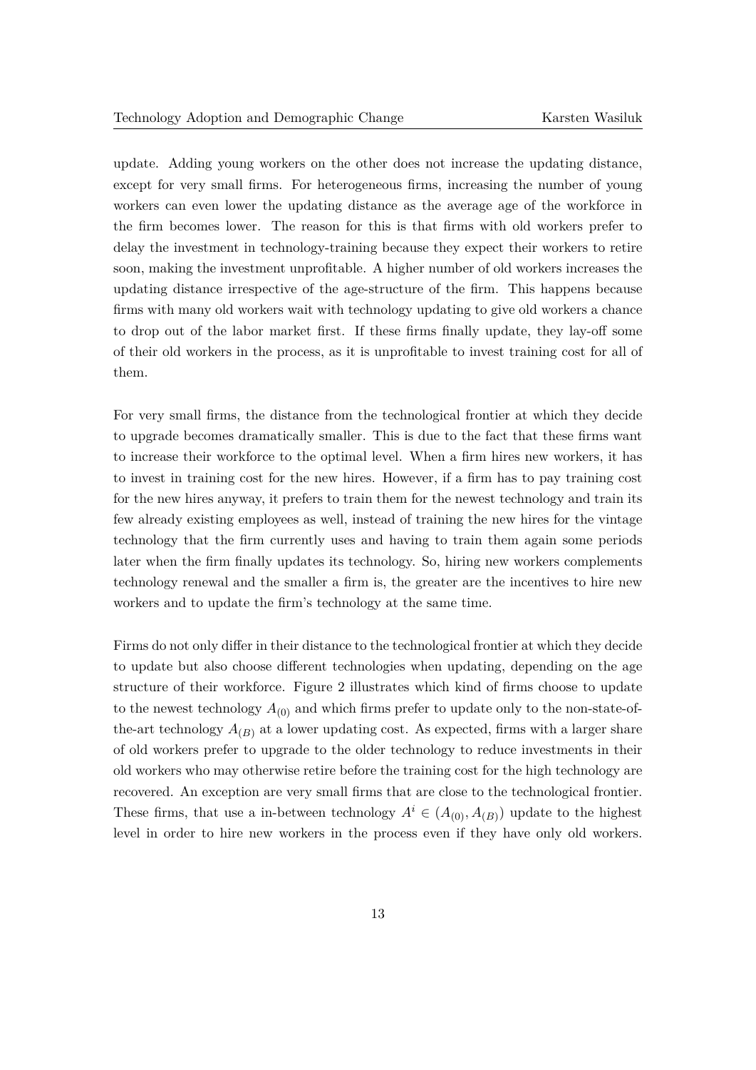update. Adding young workers on the other does not increase the updating distance, except for very small firms. For heterogeneous firms, increasing the number of young workers can even lower the updating distance as the average age of the workforce in the firm becomes lower. The reason for this is that firms with old workers prefer to delay the investment in technology-training because they expect their workers to retire soon, making the investment unprofitable. A higher number of old workers increases the updating distance irrespective of the age-structure of the firm. This happens because firms with many old workers wait with technology updating to give old workers a chance to drop out of the labor market first. If these firms finally update, they lay-off some of their old workers in the process, as it is unprofitable to invest training cost for all of them.

For very small firms, the distance from the technological frontier at which they decide to upgrade becomes dramatically smaller. This is due to the fact that these firms want to increase their workforce to the optimal level. When a firm hires new workers, it has to invest in training cost for the new hires. However, if a firm has to pay training cost for the new hires anyway, it prefers to train them for the newest technology and train its few already existing employees as well, instead of training the new hires for the vintage technology that the firm currently uses and having to train them again some periods later when the firm finally updates its technology. So, hiring new workers complements technology renewal and the smaller a firm is, the greater are the incentives to hire new workers and to update the firm's technology at the same time.

Firms do not only differ in their distance to the technological frontier at which they decide to update but also choose different technologies when updating, depending on the age structure of their workforce. Figure 2 illustrates which kind of firms choose to update to the newest technology $A_{(0)}$ and which firms prefer to update only to the non-state-of-the-art technology $A_{(B)}$ at a lower updating cost. As expected, firms with a larger share of old workers prefer to upgrade to the older technology to reduce investments in their old workers who may otherwise retire before the training cost for the high technology are recovered. An exception are very small firms that are close to the technological frontier. These firms, that use a in-between technology $A^i \in (A_{(0)}, A_{(B)})$ update to the highest level in order to hire new workers in the process even if they have only old workers.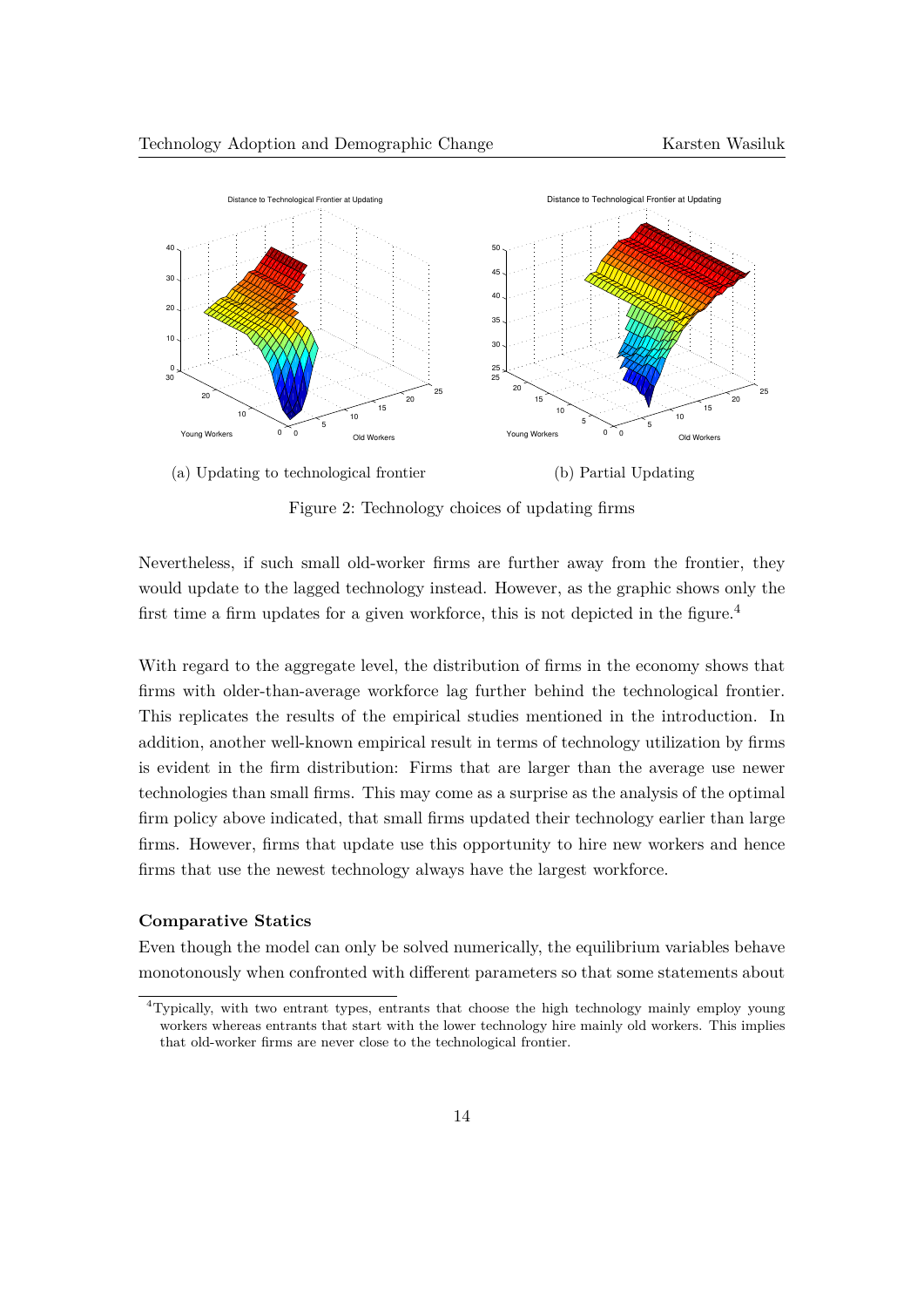(a) Updating to technological frontier

(b) Partial Updating

Figure 2: Technology choices of updating firms

Nevertheless, if such small old-worker firms are further away from the frontier, they would update to the lagged technology instead. However, as the graphic shows only the first time a firm updates for a given workforce, this is not depicted in the figure.[4]

With regard to the aggregate level, the distribution of firms in the economy shows that firms with older-than-average workforce lag further behind the technological frontier. This replicates the results of the empirical studies mentioned in the introduction. In addition, another well-known empirical result in terms of technology utilization by firms is evident in the firm distribution: Firms that are larger than the average use newer technologies than small firms. This may come as a surprise as the analysis of the optimal firm policy above indicated, that small firms updated their technology earlier than large firms. However, firms that update use this opportunity to hire new workers and hence firms that use the newest technology always have the largest workforce.

**Comparative Statics**

Even though the model can only be solved numerically, the equilibrium variables behave monotonously when confronted with different parameters so that some statements about

[4]Typically, with two entrant types, entrants that choose the high technology mainly employ young workers whereas entrants that start with the lower technology hire mainly old workers. This implies that old-worker firms are never close to the technological frontier.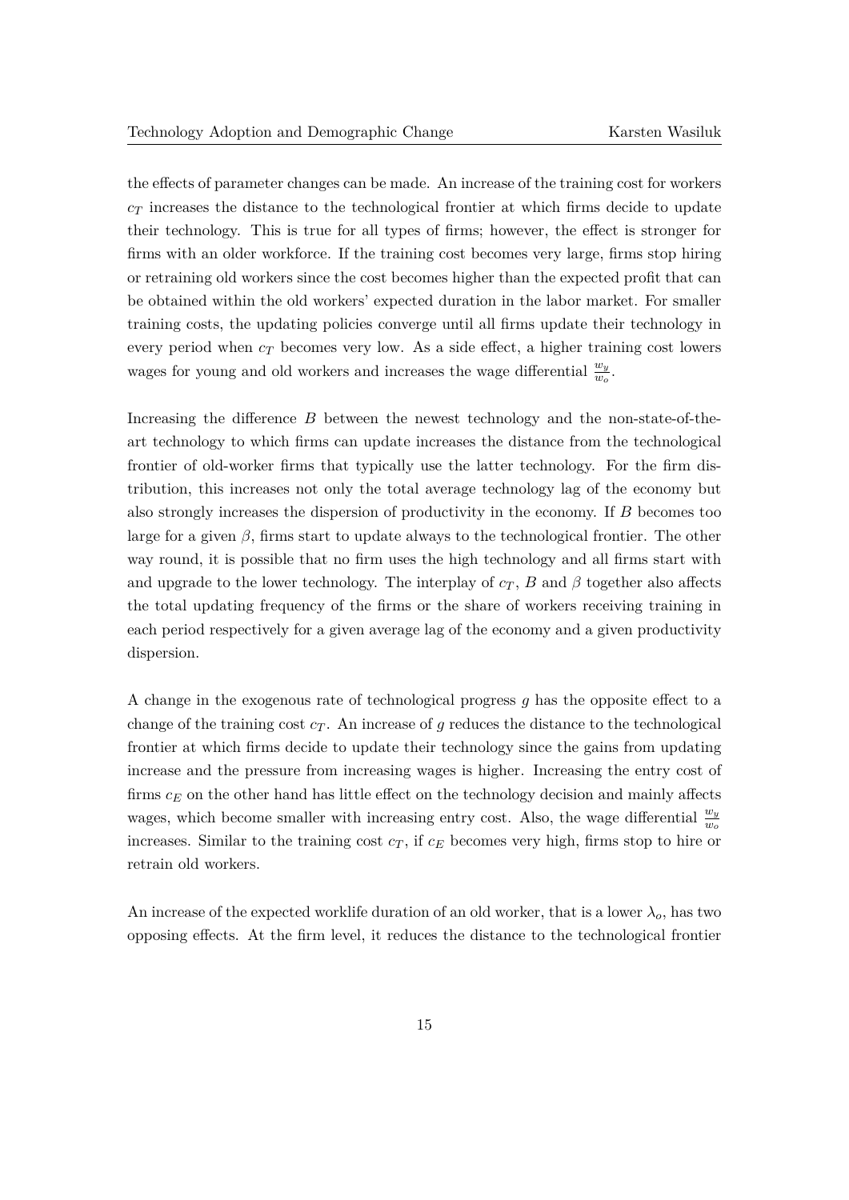the effects of parameter changes can be made. An increase of the training cost for workers $c_T$ increases the distance to the technological frontier at which firms decide to update their technology. This is true for all types of firms; however, the effect is stronger for firms with an older workforce. If the training cost becomes very large, firms stop hiring or retraining old workers since the cost becomes higher than the expected profit that can be obtained within the old workers' expected duration in the labor market. For smaller training costs, the updating policies converge until all firms update their technology in every period when $c_T$ becomes very low. As a side effect, a higher training cost lowers wages for young and old workers and increases the wage differential $\frac{w_y}{w_o}$.

Increasing the difference $B$ between the newest technology and the non-state-of-the-art technology to which firms can update increases the distance from the technological frontier of old-worker firms that typically use the latter technology. For the firm distribution, this increases not only the total average technology lag of the economy but also strongly increases the dispersion of productivity in the economy. If $B$ becomes too large for a given $\beta$, firms start to update always to the technological frontier. The other way round, it is possible that no firm uses the high technology and all firms start with and upgrade to the lower technology. The interplay of $c_T$, $B$ and $\beta$ together also affects the total updating frequency of the firms or the share of workers receiving training in each period respectively for a given average lag of the economy and a given productivity dispersion.

A change in the exogenous rate of technological progress $g$ has the opposite effect to a change of the training cost $c_T$. An increase of $g$ reduces the distance to the technological frontier at which firms decide to update their technology since the gains from updating increase and the pressure from increasing wages is higher. Increasing the entry cost of firms $c_E$ on the other hand has little effect on the technology decision and mainly affects wages, which become smaller with increasing entry cost. Also, the wage differential $\frac{w_y}{w_o}$ increases. Similar to the training cost $c_T$, if $c_E$ becomes very high, firms stop to hire or retrain old workers.

An increase of the expected worklife duration of an old worker, that is a lower $\lambda_o$, has two opposing effects. At the firm level, it reduces the distance to the technological frontier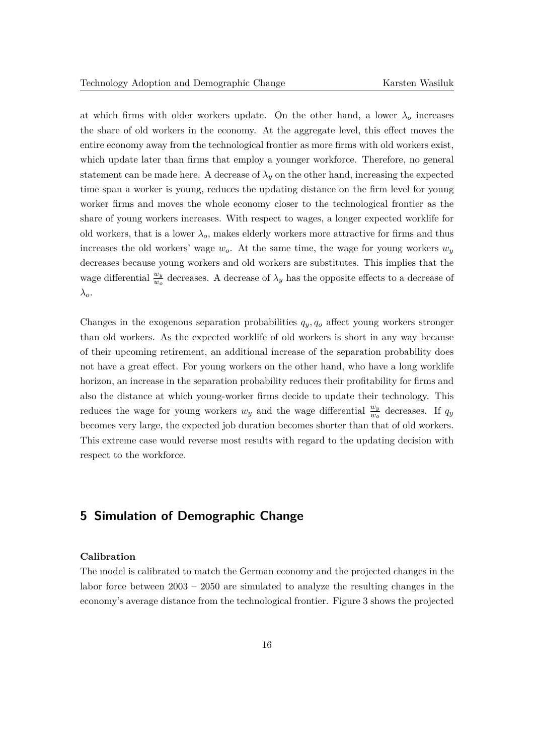at which firms with older workers update. On the other hand, a lower $\lambda_o$ increases the share of old workers in the economy. At the aggregate level, this effect moves the entire economy away from the technological frontier as more firms with old workers exist, which update later than firms that employ a younger workforce. Therefore, no general statement can be made here. A decrease of $\lambda_y$ on the other hand, increasing the expected time span a worker is young, reduces the updating distance on the firm level for young worker firms and moves the whole economy closer to the technological frontier as the share of young workers increases. With respect to wages, a longer expected worklife for old workers, that is a lower $\lambda_o$, makes elderly workers more attractive for firms and thus increases the old workers' wage $w_o$. At the same time, the wage for young workers $w_y$ decreases because young workers and old workers are substitutes. This implies that the wage differential $\frac{w_y}{w_o}$ decreases. A decrease of $\lambda_y$ has the opposite effects to a decrease of $\lambda_o$.

Changes in the exogenous separation probabilities $q_y, q_o$ affect young workers stronger than old workers. As the expected worklife of old workers is short in any way because of their upcoming retirement, an additional increase of the separation probability does not have a great effect. For young workers on the other hand, who have a long worklife horizon, an increase in the separation probability reduces their profitability for firms and also the distance at which young-worker firms decide to update their technology. This reduces the wage for young workers $w_y$ and the wage differential $\frac{w_y}{w_o}$ decreases. If $q_y$ becomes very large, the expected job duration becomes shorter than that of old workers. This extreme case would reverse most results with regard to the updating decision with respect to the workforce.

## 5 Simulation of Demographic Change

**Calibration**

The model is calibrated to match the German economy and the projected changes in the labor force between 2003 – 2050 are simulated to analyze the resulting changes in the economy's average distance from the technological frontier. Figure 3 shows the projected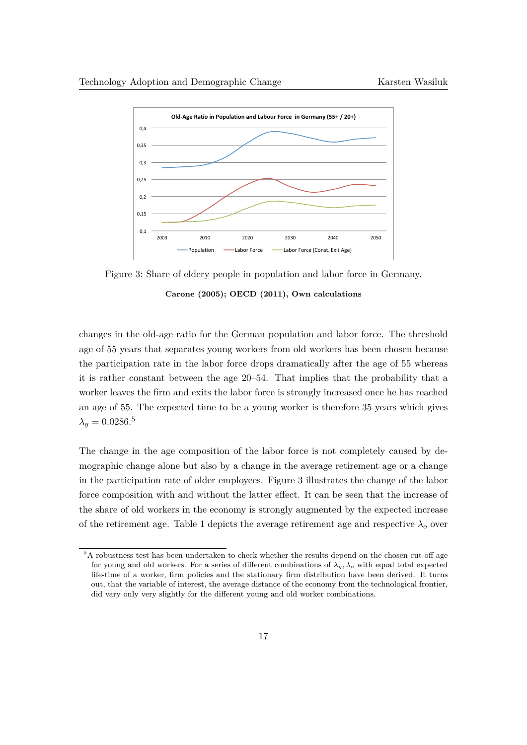Figure 3: Share of eldery people in population and labor force in Germany.

**Carone (2005); OECD (2011), Own calculations**

changes in the old-age ratio for the German population and labor force. The threshold age of 55 years that separates young workers from old workers has been chosen because the participation rate in the labor force drops dramatically after the age of 55 whereas it is rather constant between the age 20–54. That implies that the probability that a worker leaves the firm and exits the labor force is strongly increased once he has reached an age of 55. The expected time to be a young worker is therefore 35 years which gives $\lambda_y = 0.0286$.[5]

The change in the age composition of the labor force is not completely caused by demographic change alone but also by a change in the average retirement age or a change in the participation rate of older employees. Figure 3 illustrates the change of the labor force composition with and without the latter effect. It can be seen that the increase of the share of old workers in the economy is strongly augmented by the expected increase of the retirement age. Table 1 depicts the average retirement age and respective $\lambda_o$ over

[5] A robustness test has been undertaken to check whether the results depend on the chosen cut-off age for young and old workers. For a series of different combinations of $\lambda_y, \lambda_o$ with equal total expected life-time of a worker, firm policies and the stationary firm distribution have been derived. It turns out, that the variable of interest, the average distance of the economy from the technological frontier, did vary only very slightly for the different young and old worker combinations.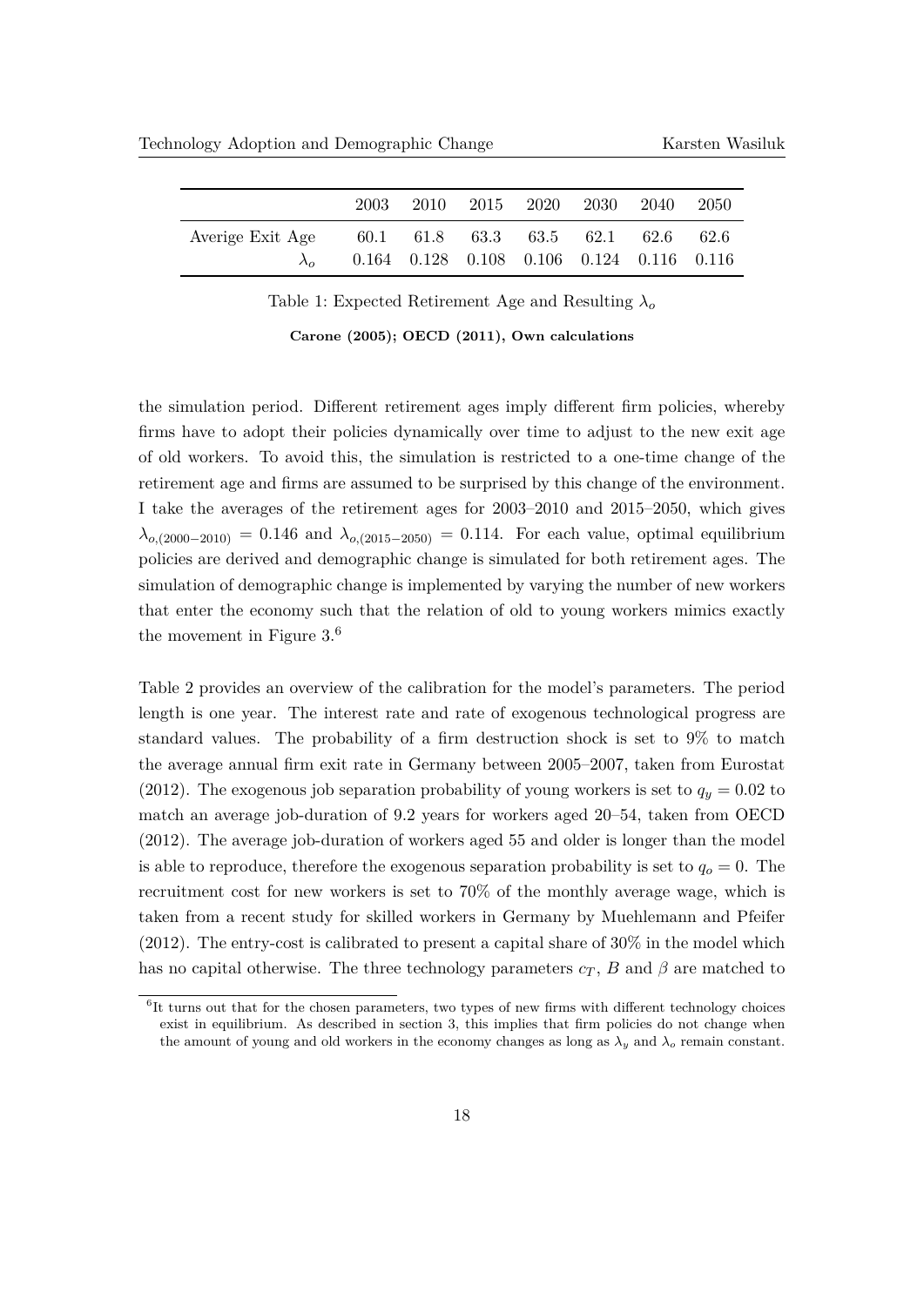| | 2003 | 2010 | 2015 | 2020 | 2030 | 2040 | 2050 |
|---|---|---|---|---|---|---|---|
| Averige Exit Age | 60.1 | 61.8 | 63.3 | 63.5 | 62.1 | 62.6 | 62.6 |
| $\lambda_o$ | 0.164 | 0.128 | 0.108 | 0.106 | 0.124 | 0.116 | 0.116 |

Table 1: Expected Retirement Age and Resulting $\lambda_o$

**Carone (2005); OECD (2011), Own calculations**

the simulation period. Different retirement ages imply different firm policies, whereby firms have to adopt their policies dynamically over time to adjust to the new exit age of old workers. To avoid this, the simulation is restricted to a one-time change of the retirement age and firms are assumed to be surprised by this change of the environment. I take the averages of the retirement ages for 2003–2010 and 2015–2050, which gives $\lambda_{o,(2000-2010)} = 0.146$ and $\lambda_{o,(2015-2050)} = 0.114$. For each value, optimal equilibrium policies are derived and demographic change is simulated for both retirement ages. The simulation of demographic change is implemented by varying the number of new workers that enter the economy such that the relation of old to young workers mimics exactly the movement in Figure 3.[6]

Table 2 provides an overview of the calibration for the model's parameters. The period length is one year. The interest rate and rate of exogenous technological progress are standard values. The probability of a firm destruction shock is set to 9% to match the average annual firm exit rate in Germany between 2005–2007, taken from Eurostat (2012). The exogenous job separation probability of young workers is set to $q_y = 0.02$ to match an average job-duration of 9.2 years for workers aged 20–54, taken from OECD (2012). The average job-duration of workers aged 55 and older is longer than the model is able to reproduce, therefore the exogenous separation probability is set to $q_o = 0$. The recruitment cost for new workers is set to 70% of the monthly average wage, which is taken from a recent study for skilled workers in Germany by Muehlemann and Pfeifer (2012). The entry-cost is calibrated to present a capital share of 30% in the model which has no capital otherwise. The three technology parameters $c_T$, $B$ and $\beta$ are matched to

[6] It turns out that for the chosen parameters, two types of new firms with different technology choices exist in equilibrium. As described in section 3, this implies that firm policies do not change when the amount of young and old workers in the economy changes as long as $\lambda_y$ and $\lambda_o$ remain constant.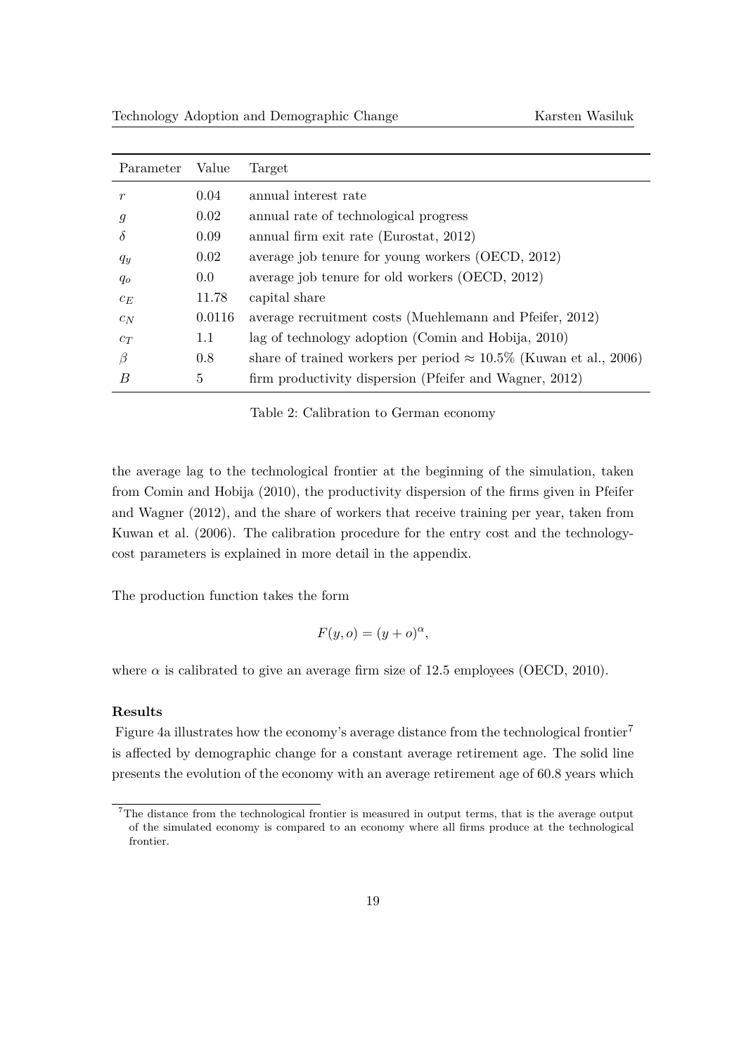| Parameter | Value | Target |
|---|---|---|
| $r$ | 0.04 | annual interest rate |
| $g$ | 0.02 | annual rate of technological progress |
| $\delta$ | 0.09 | annual firm exit rate (Eurostat, 2012) |
| $q_y$ | 0.02 | average job tenure for young workers (OECD, 2012) |
| $q_o$ | 0.0 | average job tenure for old workers (OECD, 2012) |
| $c_E$ | 11.78 | capital share |
| $c_N$ | 0.0116 | average recruitment costs (Muehlemann and Pfeifer, 2012) |
| $c_T$ | 1.1 | lag of technology adoption (Comin and Hobija, 2010) |
| $\beta$ | 0.8 | share of trained workers per period $\approx 10.5\%$ (Kuwan et al., 2006) |
| $B$ | 5 | firm productivity dispersion (Pfeifer and Wagner, 2012) |

Table 2: Calibration to German economy

the average lag to the technological frontier at the beginning of the simulation, taken from Comin and Hobija (2010), the productivity dispersion of the firms given in Pfeifer and Wagner (2012), and the share of workers that receive training per year, taken from Kuwan et al. (2006). The calibration procedure for the entry cost and the technology-cost parameters is explained in more detail in the appendix.

The production function takes the form

$$F(y, o) = (y + o)^{\alpha},$$

where $\alpha$ is calibrated to give an average firm size of 12.5 employees (OECD, 2010).

**Results**

Figure 4a illustrates how the economy's average distance from the technological frontier[7] is affected by demographic change for a constant average retirement age. The solid line presents the evolution of the economy with an average retirement age of 60.8 years which

[7] The distance from the technological frontier is measured in output terms, that is the average output of the simulated economy is compared to an economy where all firms produce at the technological frontier.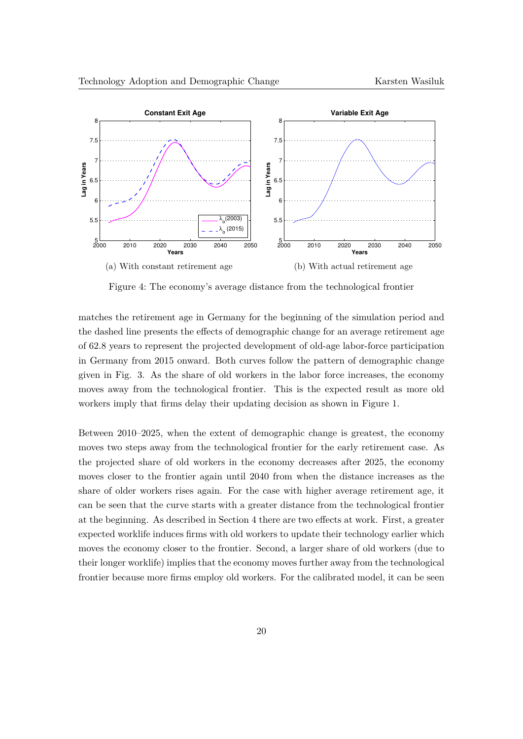(a) With constant retirement age

(b) With actual retirement age

Figure 4: The economy's average distance from the technological frontier

matches the retirement age in Germany for the beginning of the simulation period and the dashed line presents the effects of demographic change for an average retirement age of 62.8 years to represent the projected development of old-age labor-force participation in Germany from 2015 onward. Both curves follow the pattern of demographic change given in Fig. 3. As the share of old workers in the labor force increases, the economy moves away from the technological frontier. This is the expected result as more old workers imply that firms delay their updating decision as shown in Figure 1.

Between 2010–2025, when the extent of demographic change is greatest, the economy moves two steps away from the technological frontier for the early retirement case. As the projected share of old workers in the economy decreases after 2025, the economy moves closer to the frontier again until 2040 from when the distance increases as the share of older workers rises again. For the case with higher average retirement age, it can be seen that the curve starts with a greater distance from the technological frontier at the beginning. As described in Section 4 there are two effects at work. First, a greater expected worklife induces firms with old workers to update their technology earlier which moves the economy closer to the frontier. Second, a larger share of old workers (due to their longer worklife) implies that the economy moves further away from the technological frontier because more firms employ old workers. For the calibrated model, it can be seen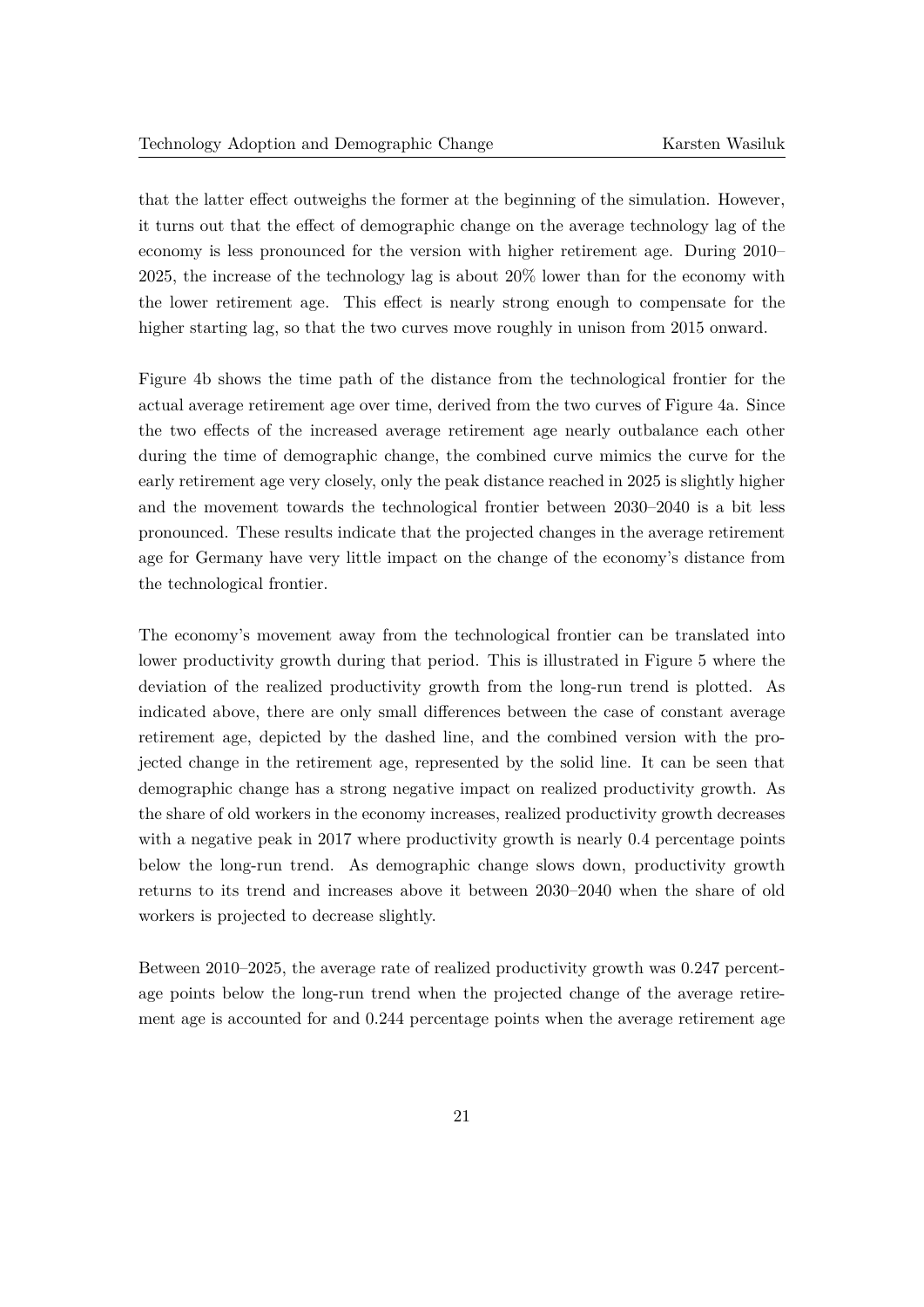that the latter effect outweighs the former at the beginning of the simulation. However, it turns out that the effect of demographic change on the average technology lag of the economy is less pronounced for the version with higher retirement age. During 2010–2025, the increase of the technology lag is about 20% lower than for the economy with the lower retirement age. This effect is nearly strong enough to compensate for the higher starting lag, so that the two curves move roughly in unison from 2015 onward.

Figure 4b shows the time path of the distance from the technological frontier for the actual average retirement age over time, derived from the two curves of Figure 4a. Since the two effects of the increased average retirement age nearly outbalance each other during the time of demographic change, the combined curve mimics the curve for the early retirement age very closely, only the peak distance reached in 2025 is slightly higher and the movement towards the technological frontier between 2030–2040 is a bit less pronounced. These results indicate that the projected changes in the average retirement age for Germany have very little impact on the change of the economy's distance from the technological frontier.

The economy's movement away from the technological frontier can be translated into lower productivity growth during that period. This is illustrated in Figure 5 where the deviation of the realized productivity growth from the long-run trend is plotted. As indicated above, there are only small differences between the case of constant average retirement age, depicted by the dashed line, and the combined version with the projected change in the retirement age, represented by the solid line. It can be seen that demographic change has a strong negative impact on realized productivity growth. As the share of old workers in the economy increases, realized productivity growth decreases with a negative peak in 2017 where productivity growth is nearly 0.4 percentage points below the long-run trend. As demographic change slows down, productivity growth returns to its trend and increases above it between 2030–2040 when the share of old workers is projected to decrease slightly.

Between 2010–2025, the average rate of realized productivity growth was 0.247 percentage points below the long-run trend when the projected change of the average retirement age is accounted for and 0.244 percentage points when the average retirement age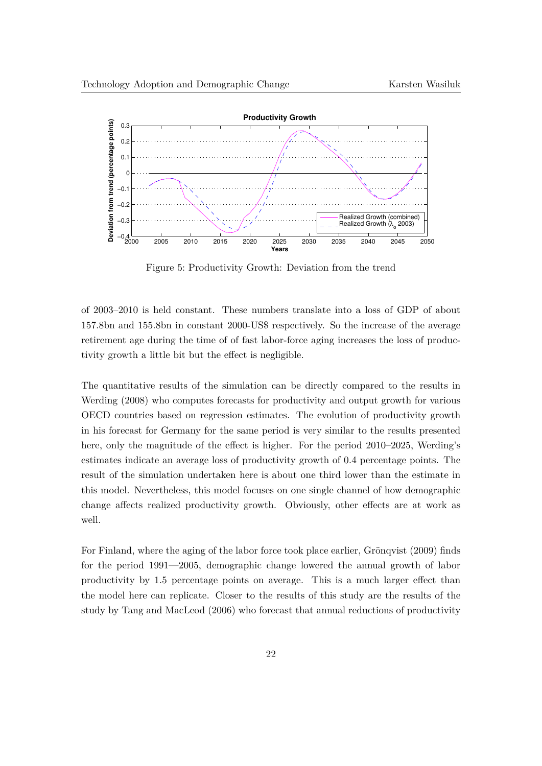Figure 5: Productivity Growth: Deviation from the trend

of 2003–2010 is held constant. These numbers translate into a loss of GDP of about 157.8bn and 155.8bn in constant 2000-US$ respectively. So the increase of the average retirement age during the time of of fast labor-force aging increases the loss of productivity growth a little bit but the effect is negligible.

The quantitative results of the simulation can be directly compared to the results in Werding (2008) who computes forecasts for productivity and output growth for various OECD countries based on regression estimates. The evolution of productivity growth in his forecast for Germany for the same period is very similar to the results presented here, only the magnitude of the effect is higher. For the period 2010–2025, Werding's estimates indicate an average loss of productivity growth of 0.4 percentage points. The result of the simulation undertaken here is about one third lower than the estimate in this model. Nevertheless, this model focuses on one single channel of how demographic change affects realized productivity growth. Obviously, other effects are at work as well.

For Finland, where the aging of the labor force took place earlier, Grönqvist (2009) finds for the period 1991—2005, demographic change lowered the annual growth of labor productivity by 1.5 percentage points on average. This is a much larger effect than the model here can replicate. Closer to the results of this study are the results of the study by Tang and MacLeod (2006) who forecast that annual reductions of productivity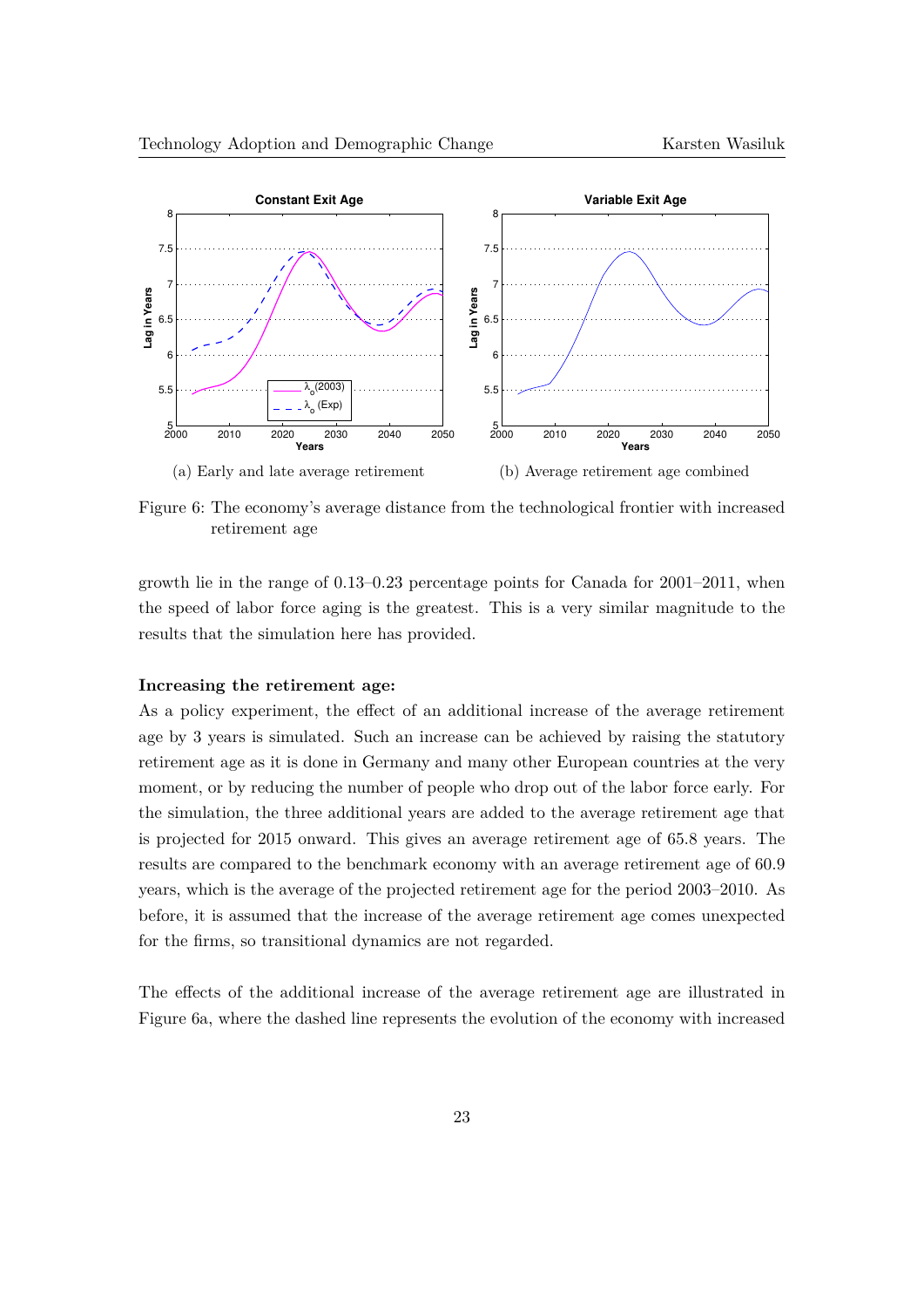(a) Early and late average retirement

(b) Average retirement age combined

Figure 6: The economy's average distance from the technological frontier with increased retirement age

growth lie in the range of 0.13–0.23 percentage points for Canada for 2001–2011, when the speed of labor force aging is the greatest. This is a very similar magnitude to the results that the simulation here has provided.

**Increasing the retirement age:**
As a policy experiment, the effect of an additional increase of the average retirement age by 3 years is simulated. Such an increase can be achieved by raising the statutory retirement age as it is done in Germany and many other European countries at the very moment, or by reducing the number of people who drop out of the labor force early. For the simulation, the three additional years are added to the average retirement age that is projected for 2015 onward. This gives an average retirement age of 65.8 years. The results are compared to the benchmark economy with an average retirement age of 60.9 years, which is the average of the projected retirement age for the period 2003–2010. As before, it is assumed that the increase of the average retirement age comes unexpected for the firms, so transitional dynamics are not regarded.

The effects of the additional increase of the average retirement age are illustrated in Figure 6a, where the dashed line represents the evolution of the economy with increased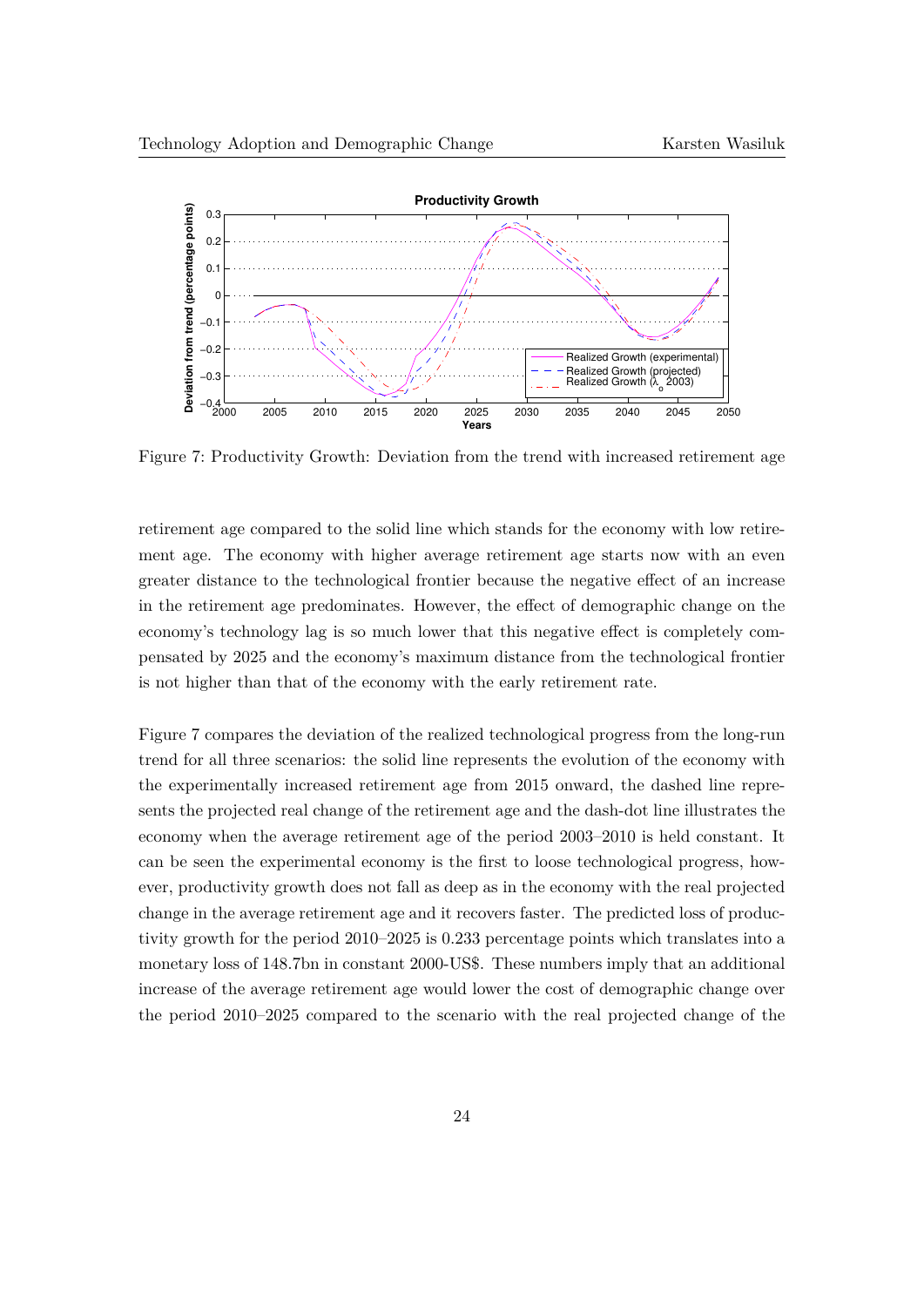Figure 7: Productivity Growth: Deviation from the trend with increased retirement age

retirement age compared to the solid line which stands for the economy with low retirement age. The economy with higher average retirement age starts now with an even greater distance to the technological frontier because the negative effect of an increase in the retirement age predominates. However, the effect of demographic change on the economy's technology lag is so much lower that this negative effect is completely compensated by 2025 and the economy's maximum distance from the technological frontier is not higher than that of the economy with the early retirement rate.

Figure 7 compares the deviation of the realized technological progress from the long-run trend for all three scenarios: the solid line represents the evolution of the economy with the experimentally increased retirement age from 2015 onward, the dashed line represents the projected real change of the retirement age and the dash-dot line illustrates the economy when the average retirement age of the period 2003–2010 is held constant. It can be seen the experimental economy is the first to loose technological progress, however, productivity growth does not fall as deep as in the economy with the real projected change in the average retirement age and it recovers faster. The predicted loss of productivity growth for the period 2010–2025 is 0.233 percentage points which translates into a monetary loss of 148.7bn in constant 2000-US$. These numbers imply that an additional increase of the average retirement age would lower the cost of demographic change over the period 2010–2025 compared to the scenario with the real projected change of the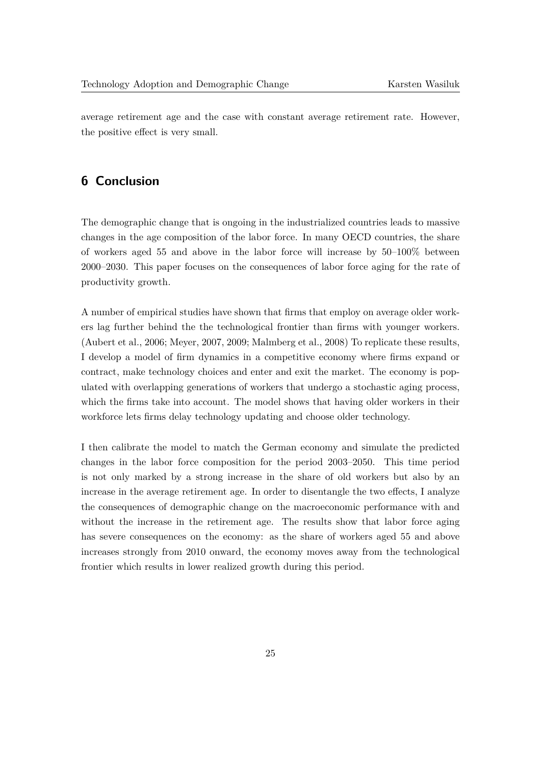average retirement age and the case with constant average retirement rate. However, the positive effect is very small.

## 6 Conclusion

The demographic change that is ongoing in the industrialized countries leads to massive changes in the age composition of the labor force. In many OECD countries, the share of workers aged 55 and above in the labor force will increase by 50–100% between 2000–2030. This paper focuses on the consequences of labor force aging for the rate of productivity growth.

A number of empirical studies have shown that firms that employ on average older workers lag further behind the the technological frontier than firms with younger workers. (Aubert et al., 2006; Meyer, 2007, 2009; Malmberg et al., 2008) To replicate these results, I develop a model of firm dynamics in a competitive economy where firms expand or contract, make technology choices and enter and exit the market. The economy is populated with overlapping generations of workers that undergo a stochastic aging process, which the firms take into account. The model shows that having older workers in their workforce lets firms delay technology updating and choose older technology.

I then calibrate the model to match the German economy and simulate the predicted changes in the labor force composition for the period 2003–2050. This time period is not only marked by a strong increase in the share of old workers but also by an increase in the average retirement age. In order to disentangle the two effects, I analyze the consequences of demographic change on the macroeconomic performance with and without the increase in the retirement age. The results show that labor force aging has severe consequences on the economy: as the share of workers aged 55 and above increases strongly from 2010 onward, the economy moves away from the technological frontier which results in lower realized growth during this period.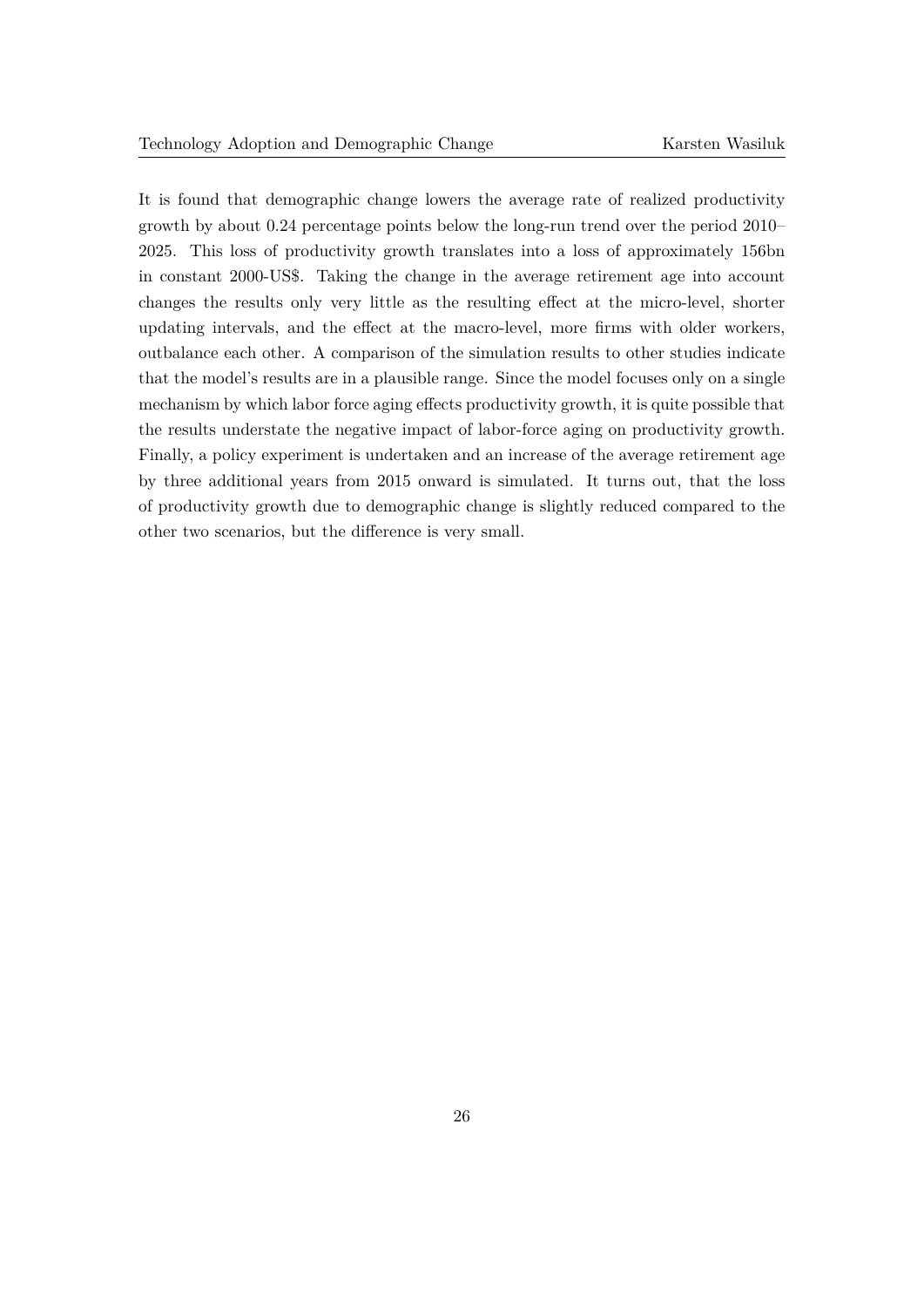It is found that demographic change lowers the average rate of realized productivity growth by about 0.24 percentage points below the long-run trend over the period 2010–2025. This loss of productivity growth translates into a loss of approximately 156bn in constant 2000-US$. Taking the change in the average retirement age into account changes the results only very little as the resulting effect at the micro-level, shorter updating intervals, and the effect at the macro-level, more firms with older workers, outbalance each other. A comparison of the simulation results to other studies indicate that the model's results are in a plausible range. Since the model focuses only on a single mechanism by which labor force aging effects productivity growth, it is quite possible that the results understate the negative impact of labor-force aging on productivity growth. Finally, a policy experiment is undertaken and an increase of the average retirement age by three additional years from 2015 onward is simulated. It turns out, that the loss of productivity growth due to demographic change is slightly reduced compared to the other two scenarios, but the difference is very small.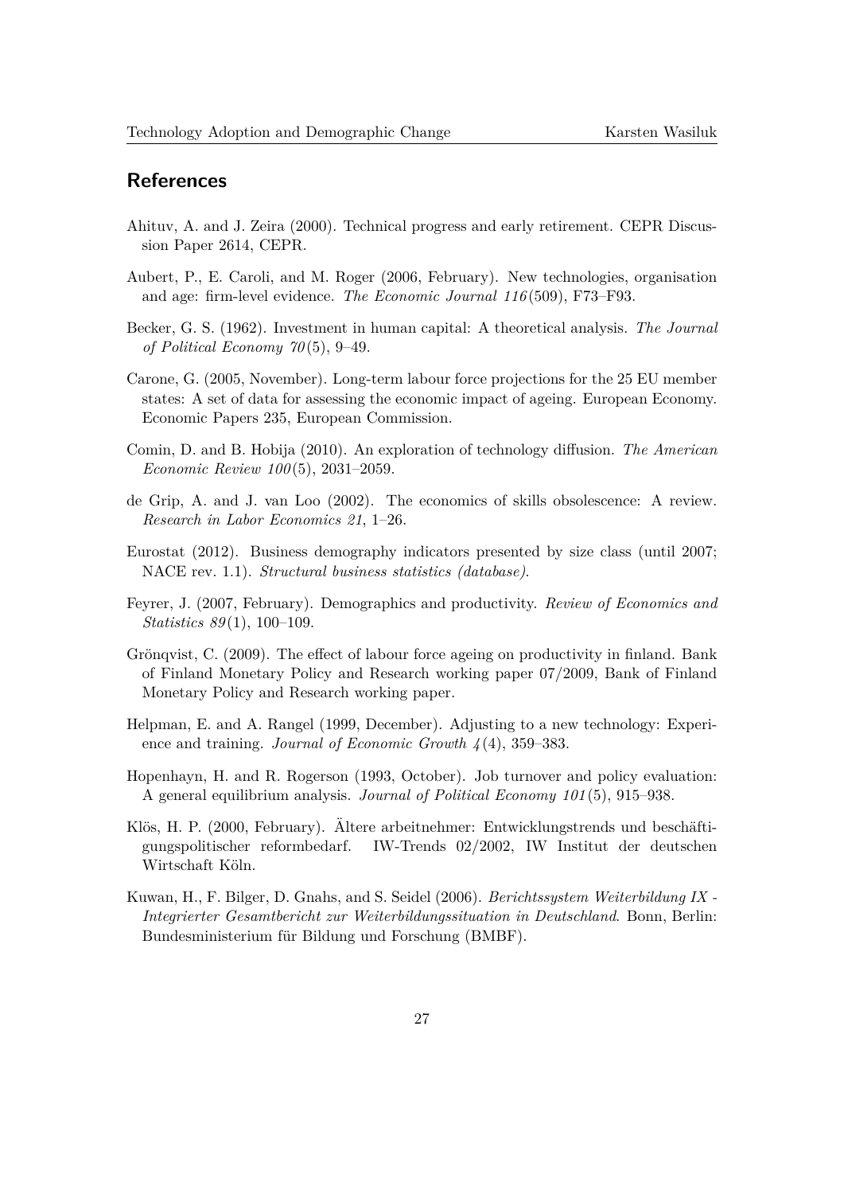## References

Ahituv, A. and J. Zeira (2000). Technical progress and early retirement. CEPR Discussion Paper 2614, CEPR.

Aubert, P., E. Caroli, and M. Roger (2006, February). New technologies, organisation and age: firm-level evidence. *The Economic Journal 116*(509), F73–F93.

Becker, G. S. (1962). Investment in human capital: A theoretical analysis. *The Journal of Political Economy 70*(5), 9–49.

Carone, G. (2005, November). Long-term labour force projections for the 25 EU member states: A set of data for assessing the economic impact of ageing. European Economy. Economic Papers 235, European Commission.

Comin, D. and B. Hobija (2010). An exploration of technology diffusion. *The American Economic Review 100*(5), 2031–2059.

de Grip, A. and J. van Loo (2002). The economics of skills obsolescence: A review. *Research in Labor Economics 21*, 1–26.

Eurostat (2012). Business demography indicators presented by size class (until 2007; NACE rev. 1.1). *Structural business statistics (database)*.

Feyrer, J. (2007, February). Demographics and productivity. *Review of Economics and Statistics 89*(1), 100–109.

Grönqvist, C. (2009). The effect of labour force ageing on productivity in finland. Bank of Finland Monetary Policy and Research working paper 07/2009, Bank of Finland Monetary Policy and Research working paper.

Helpman, E. and A. Rangel (1999, December). Adjusting to a new technology: Experience and training. *Journal of Economic Growth 4*(4), 359–383.

Hopenhayn, H. and R. Rogerson (1993, October). Job turnover and policy evaluation: A general equilibrium analysis. *Journal of Political Economy 101*(5), 915–938.

Klös, H. P. (2000, February). Ältere arbeitnehmer: Entwicklungstrends und beschäftigungspolitischer reformbedarf. IW-Trends 02/2002, IW Institut der deutschen Wirtschaft Köln.

Kuwan, H., F. Bilger, D. Gnahs, and S. Seidel (2006). *Berichtssystem Weiterbildung IX - Integrierter Gesamtbericht zur Weiterbildungssituation in Deutschland*. Bonn, Berlin: Bundesministerium für Bildung und Forschung (BMBF).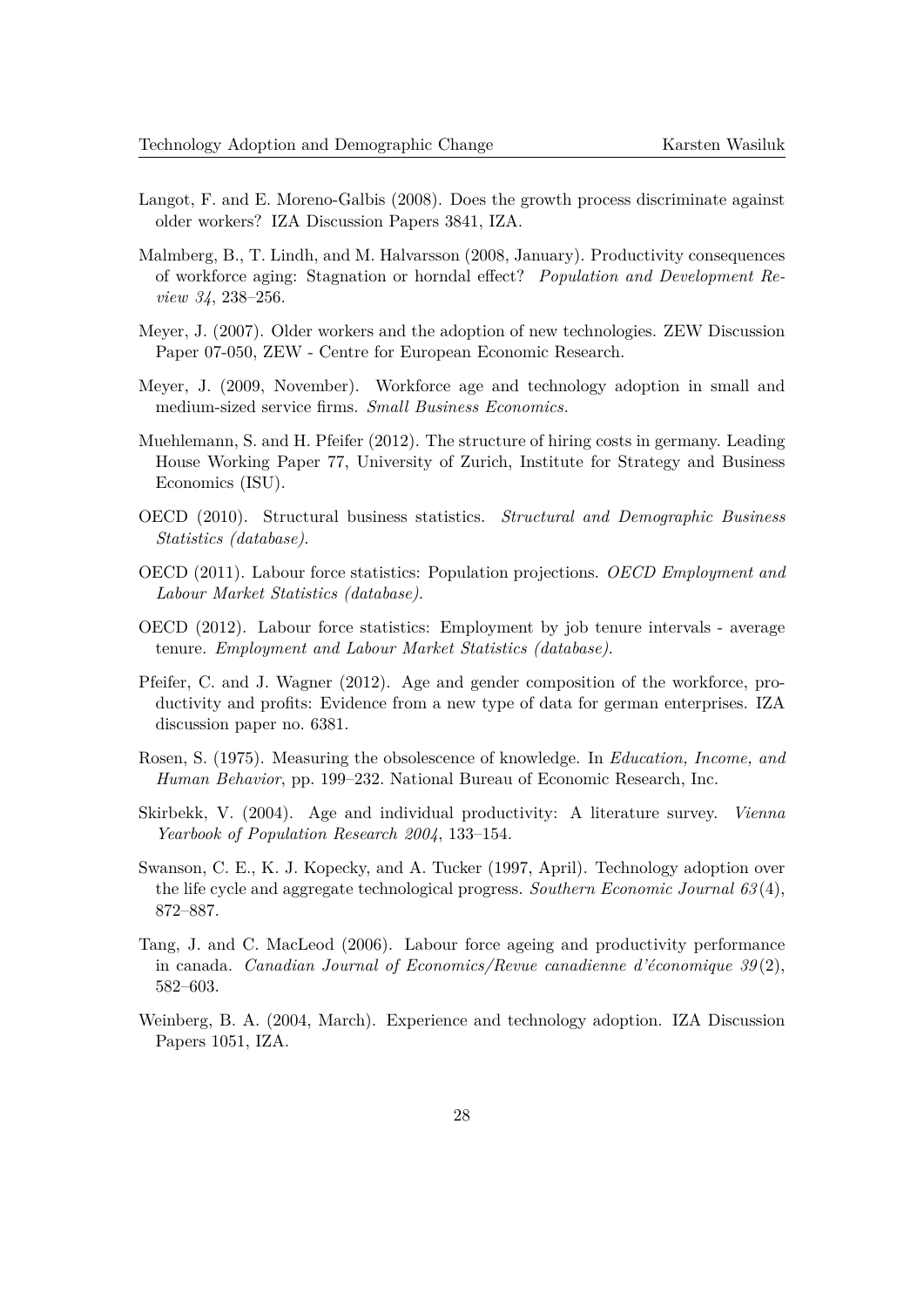Langot, F. and E. Moreno-Galbis (2008). Does the growth process discriminate against older workers? IZA Discussion Papers 3841, IZA.

Malmberg, B., T. Lindh, and M. Halvarsson (2008, January). Productivity consequences of workforce aging: Stagnation or horndal effect? *Population and Development Review 34*, 238–256.

Meyer, J. (2007). Older workers and the adoption of new technologies. ZEW Discussion Paper 07-050, ZEW - Centre for European Economic Research.

Meyer, J. (2009, November). Workforce age and technology adoption in small and medium-sized service firms. *Small Business Economics*.

Muehlemann, S. and H. Pfeifer (2012). The structure of hiring costs in germany. Leading House Working Paper 77, University of Zurich, Institute for Strategy and Business Economics (ISU).

OECD (2010). Structural business statistics. *Structural and Demographic Business Statistics (database)*.

OECD (2011). Labour force statistics: Population projections. *OECD Employment and Labour Market Statistics (database)*.

OECD (2012). Labour force statistics: Employment by job tenure intervals - average tenure. *Employment and Labour Market Statistics (database)*.

Pfeifer, C. and J. Wagner (2012). Age and gender composition of the workforce, productivity and profits: Evidence from a new type of data for german enterprises. IZA discussion paper no. 6381.

Rosen, S. (1975). Measuring the obsolescence of knowledge. In *Education, Income, and Human Behavior*, pp. 199–232. National Bureau of Economic Research, Inc.

Skirbekk, V. (2004). Age and individual productivity: A literature survey. *Vienna Yearbook of Population Research 2004*, 133–154.

Swanson, C. E., K. J. Kopecky, and A. Tucker (1997, April). Technology adoption over the life cycle and aggregate technological progress. *Southern Economic Journal 63*(4), 872–887.

Tang, J. and C. MacLeod (2006). Labour force ageing and productivity performance in canada. *Canadian Journal of Economics/Revue canadienne d'économique 39*(2), 582–603.

Weinberg, B. A. (2004, March). Experience and technology adoption. IZA Discussion Papers 1051, IZA.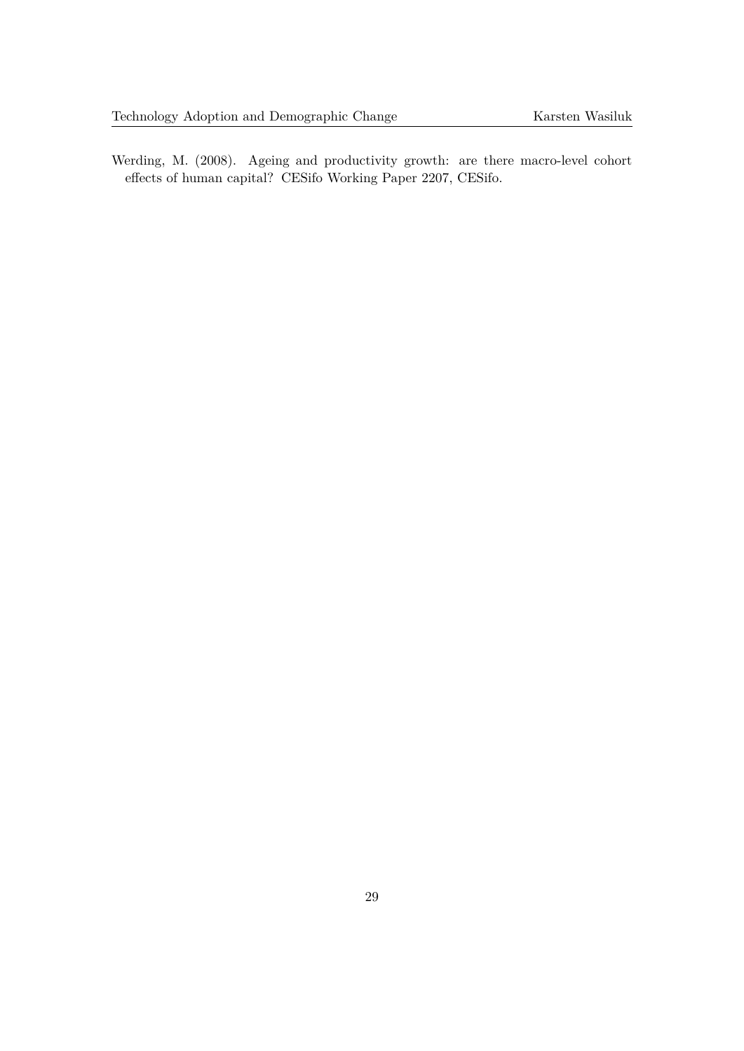Werding, M. (2008). Ageing and productivity growth: are there macro-level cohort effects of human capital? CESifo Working Paper 2207, CESifo.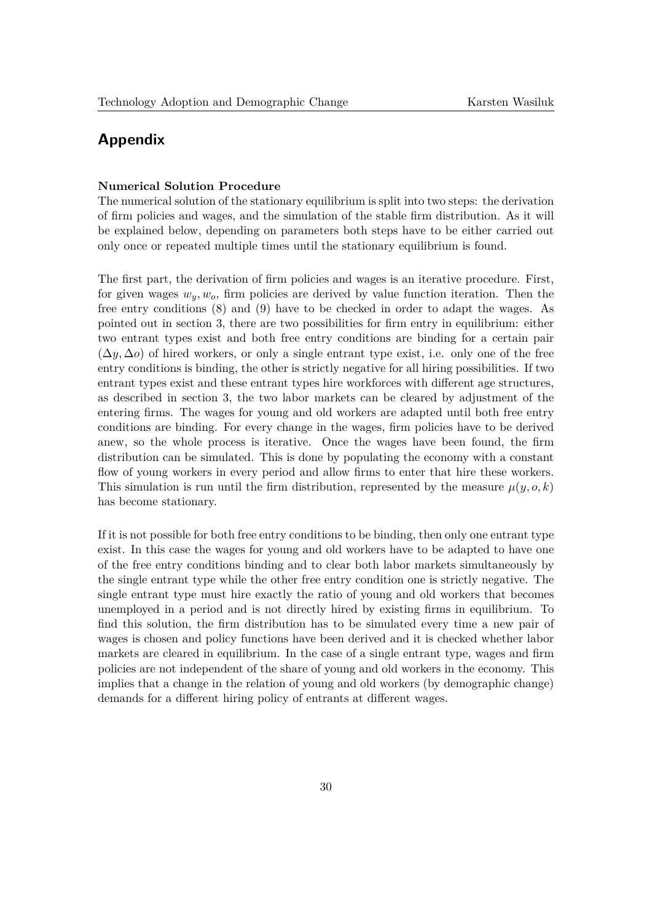## Appendix

**Numerical Solution Procedure**

The numerical solution of the stationary equilibrium is split into two steps: the derivation of firm policies and wages, and the simulation of the stable firm distribution. As it will be explained below, depending on parameters both steps have to be either carried out only once or repeated multiple times until the stationary equilibrium is found.

The first part, the derivation of firm policies and wages is an iterative procedure. First, for given wages $w_y, w_o$, firm policies are derived by value function iteration. Then the free entry conditions (8) and (9) have to be checked in order to adapt the wages. As pointed out in section 3, there are two possibilities for firm entry in equilibrium: either two entrant types exist and both free entry conditions are binding for a certain pair $(\Delta y, \Delta o)$ of hired workers, or only a single entrant type exist, i.e. only one of the free entry conditions is binding, the other is strictly negative for all hiring possibilities. If two entrant types exist and these entrant types hire workforces with different age structures, as described in section 3, the two labor markets can be cleared by adjustment of the entering firms. The wages for young and old workers are adapted until both free entry conditions are binding. For every change in the wages, firm policies have to be derived anew, so the whole process is iterative. Once the wages have been found, the firm distribution can be simulated. This is done by populating the economy with a constant flow of young workers in every period and allow firms to enter that hire these workers. This simulation is run until the firm distribution, represented by the measure $\mu(y, o, k)$ has become stationary.

If it is not possible for both free entry conditions to be binding, then only one entrant type exist. In this case the wages for young and old workers have to be adapted to have one of the free entry conditions binding and to clear both labor markets simultaneously by the single entrant type while the other free entry condition one is strictly negative. The single entrant type must hire exactly the ratio of young and old workers that becomes unemployed in a period and is not directly hired by existing firms in equilibrium. To find this solution, the firm distribution has to be simulated every time a new pair of wages is chosen and policy functions have been derived and it is checked whether labor markets are cleared in equilibrium. In the case of a single entrant type, wages and firm policies are not independent of the share of young and old workers in the economy. This implies that a change in the relation of young and old workers (by demographic change) demands for a different hiring policy of entrants at different wages.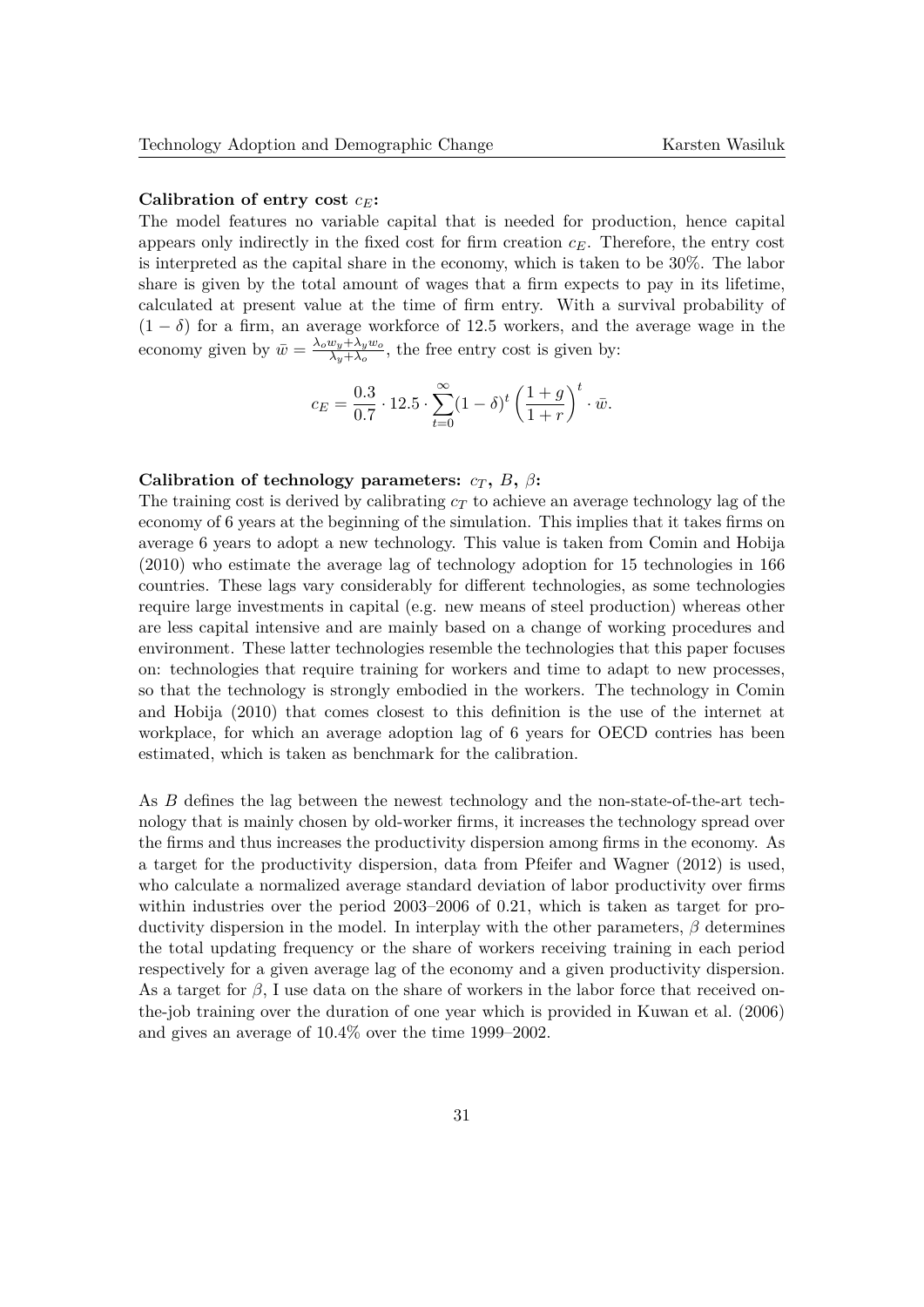**Calibration of entry cost $c_E$:**
The model features no variable capital that is needed for production, hence capital appears only indirectly in the fixed cost for firm creation $c_E$. Therefore, the entry cost is interpreted as the capital share in the economy, which is taken to be 30%. The labor share is given by the total amount of wages that a firm expects to pay in its lifetime, calculated at present value at the time of firm entry. With a survival probability of $(1-\delta)$ for a firm, an average workforce of 12.5 workers, and the average wage in the economy given by $\bar{w} = \frac{\lambda_o w_y + \lambda_y w_o}{\lambda_y + \lambda_o}$, the free entry cost is given by:

$$c_E = \frac{0.3}{0.7} \cdot 12.5 \cdot \sum_{t=0}^{\infty} (1-\delta)^t \left(\frac{1+g}{1+r}\right)^t \cdot \bar{w}.$$

**Calibration of technology parameters: $c_T$, $B$, $\beta$:**
The training cost is derived by calibrating $c_T$ to achieve an average technology lag of the economy of 6 years at the beginning of the simulation. This implies that it takes firms on average 6 years to adopt a new technology. This value is taken from Comin and Hobija (2010) who estimate the average lag of technology adoption for 15 technologies in 166 countries. These lags vary considerably for different technologies, as some technologies require large investments in capital (e.g. new means of steel production) whereas other are less capital intensive and are mainly based on a change of working procedures and environment. These latter technologies resemble the technologies that this paper focuses on: technologies that require training for workers and time to adapt to new processes, so that the technology is strongly embodied in the workers. The technology in Comin and Hobija (2010) that comes closest to this definition is the use of the internet at workplace, for which an average adoption lag of 6 years for OECD contries has been estimated, which is taken as benchmark for the calibration.

As $B$ defines the lag between the newest technology and the non-state-of-the-art technology that is mainly chosen by old-worker firms, it increases the technology spread over the firms and thus increases the productivity dispersion among firms in the economy. As a target for the productivity dispersion, data from Pfeifer and Wagner (2012) is used, who calculate a normalized average standard deviation of labor productivity over firms within industries over the period 2003–2006 of 0.21, which is taken as target for productivity dispersion in the model. In interplay with the other parameters, $\beta$ determines the total updating frequency or the share of workers receiving training in each period respectively for a given average lag of the economy and a given productivity dispersion. As a target for $\beta$, I use data on the share of workers in the labor force that received on-the-job training over the duration of one year which is provided in Kuwan et al. (2006) and gives an average of 10.4% over the time 1999–2002.